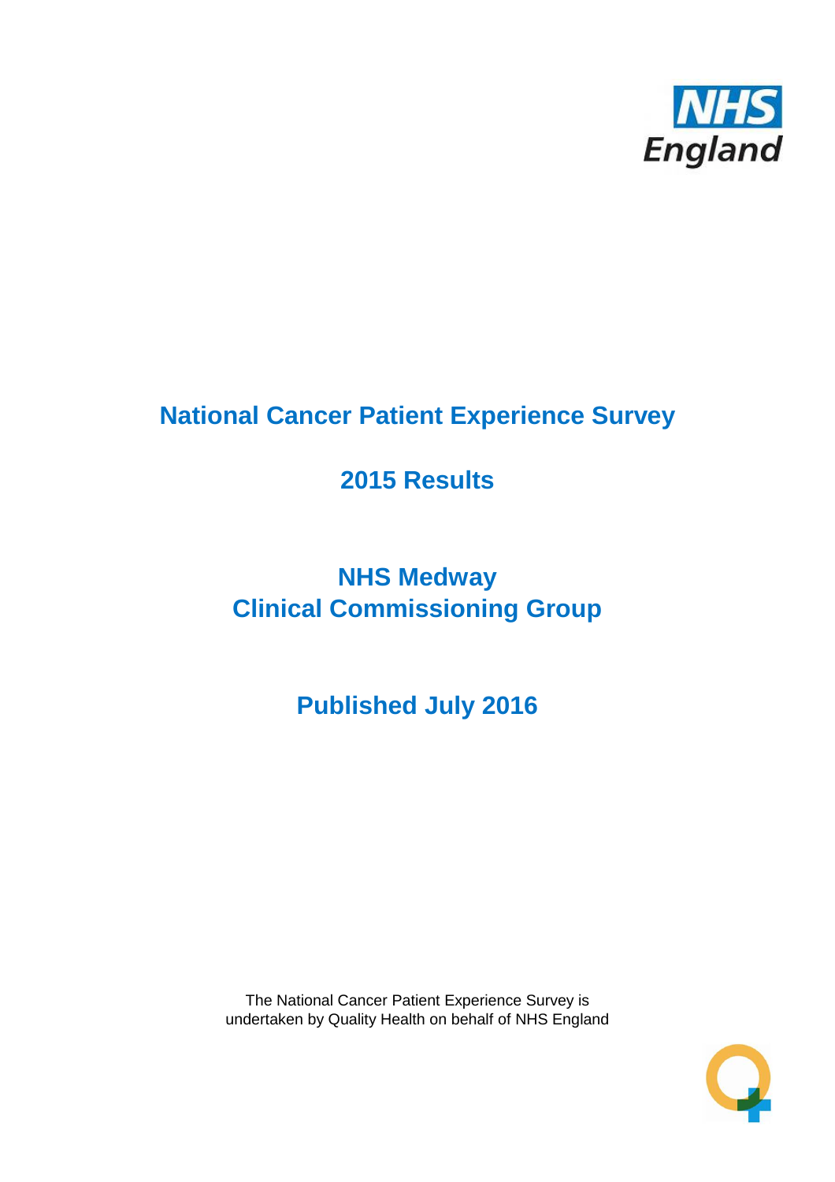# National Cancer Patient Experience Survey

## 2015 Results

## NHS Medway
## Clinical Commissioning Group

## Published July 2016

The National Cancer Patient Experience Survey is undertaken by Quality Health on behalf of NHS England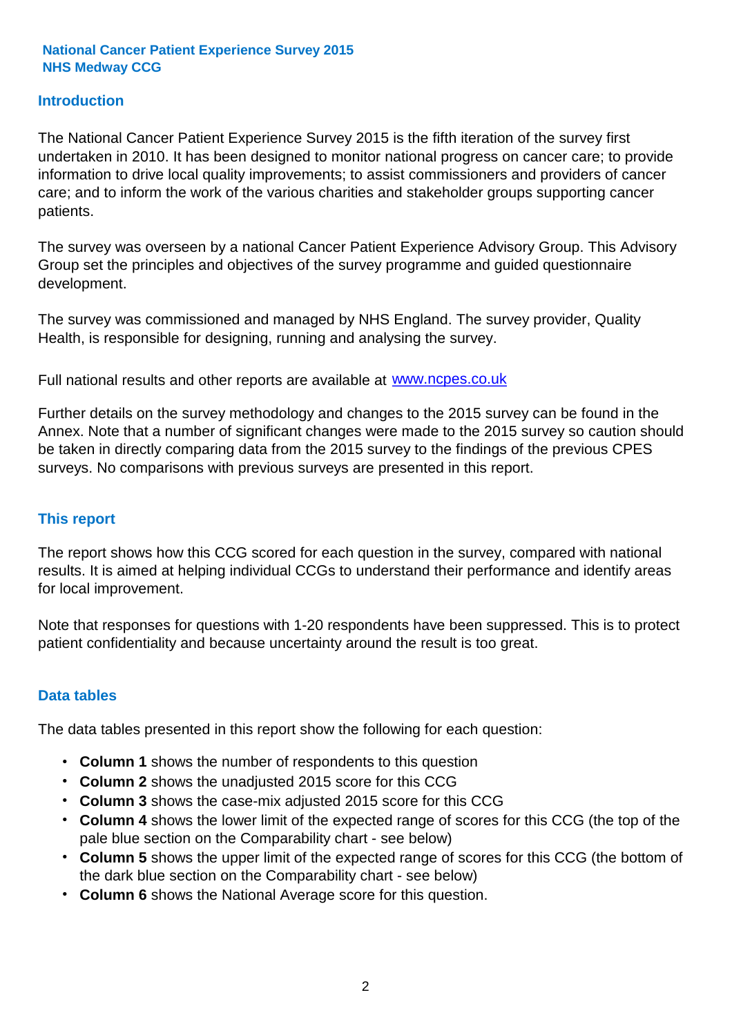# National Cancer Patient Experience Survey 2015
# NHS Medway CCG

## Introduction

The National Cancer Patient Experience Survey 2015 is the fifth iteration of the survey first undertaken in 2010. It has been designed to monitor national progress on cancer care; to provide information to drive local quality improvements; to assist commissioners and providers of cancer care; and to inform the work of the various charities and stakeholder groups supporting cancer patients.

The survey was overseen by a national Cancer Patient Experience Advisory Group. This Advisory Group set the principles and objectives of the survey programme and guided questionnaire development.

The survey was commissioned and managed by NHS England. The survey provider, Quality Health, is responsible for designing, running and analysing the survey.

Full national results and other reports are available at www.ncpes.co.uk

Further details on the survey methodology and changes to the 2015 survey can be found in the Annex. Note that a number of significant changes were made to the 2015 survey so caution should be taken in directly comparing data from the 2015 survey to the findings of the previous CPES surveys. No comparisons with previous surveys are presented in this report.

## This report

The report shows how this CCG scored for each question in the survey, compared with national results. It is aimed at helping individual CCGs to understand their performance and identify areas for local improvement.

Note that responses for questions with 1-20 respondents have been suppressed. This is to protect patient confidentiality and because uncertainty around the result is too great.

## Data tables

The data tables presented in this report show the following for each question:

- **Column 1** shows the number of respondents to this question
- **Column 2** shows the unadjusted 2015 score for this CCG
- **Column 3** shows the case-mix adjusted 2015 score for this CCG
- **Column 4** shows the lower limit of the expected range of scores for this CCG (the top of the pale blue section on the Comparability chart - see below)
- **Column 5** shows the upper limit of the expected range of scores for this CCG (the bottom of the dark blue section on the Comparability chart - see below)
- **Column 6** shows the National Average score for this question.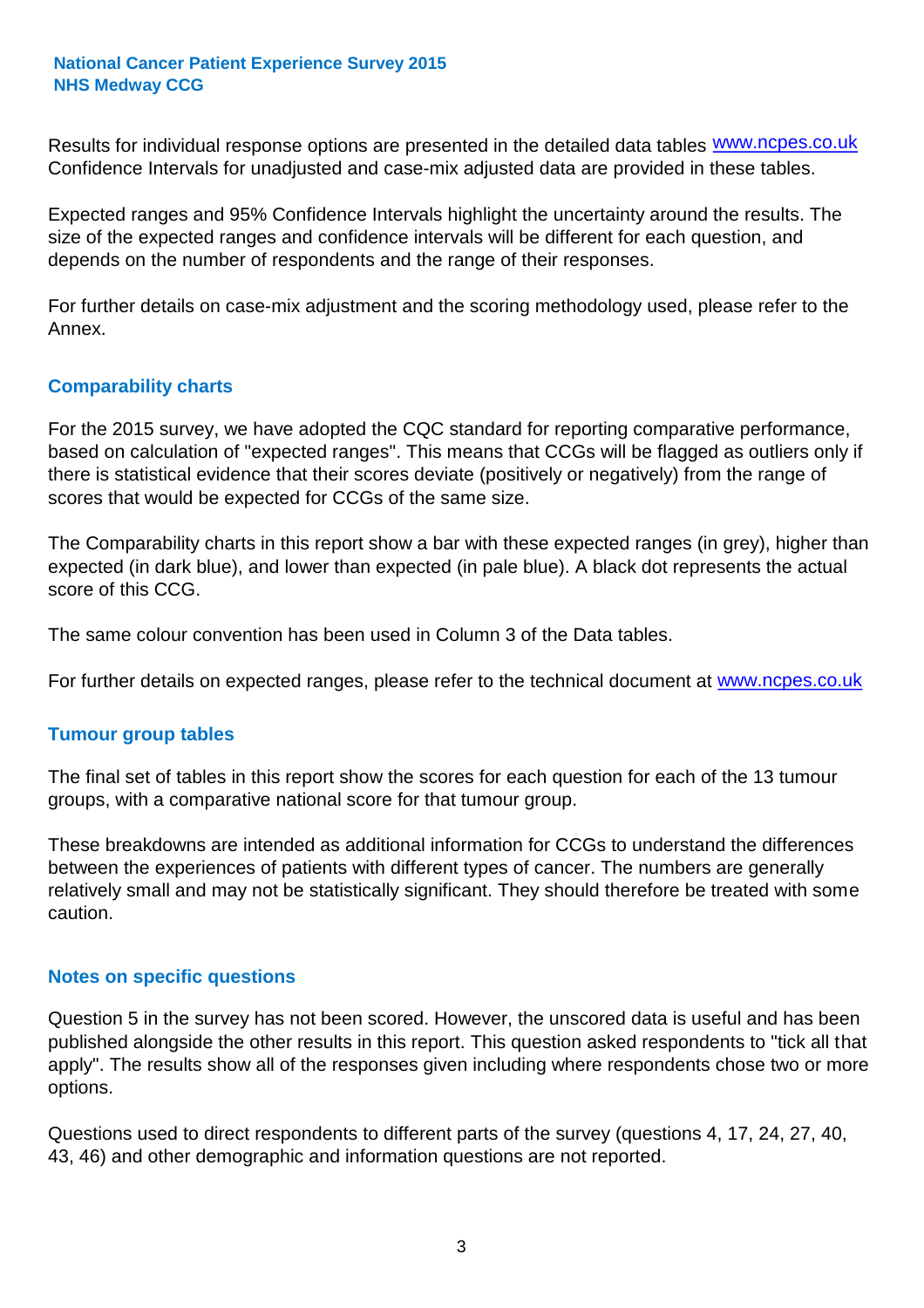Results for individual response options are presented in the detailed data tables www.ncpes.co.uk Confidence Intervals for unadjusted and case-mix adjusted data are provided in these tables.

Expected ranges and 95% Confidence Intervals highlight the uncertainty around the results. The size of the expected ranges and confidence intervals will be different for each question, and depends on the number of respondents and the range of their responses.

For further details on case-mix adjustment and the scoring methodology used, please refer to the Annex.

## Comparability charts

For the 2015 survey, we have adopted the CQC standard for reporting comparative performance, based on calculation of "expected ranges". This means that CCGs will be flagged as outliers only if there is statistical evidence that their scores deviate (positively or negatively) from the range of scores that would be expected for CCGs of the same size.

The Comparability charts in this report show a bar with these expected ranges (in grey), higher than expected (in dark blue), and lower than expected (in pale blue). A black dot represents the actual score of this CCG.

The same colour convention has been used in Column 3 of the Data tables.

For further details on expected ranges, please refer to the technical document at www.ncpes.co.uk

## Tumour group tables

The final set of tables in this report show the scores for each question for each of the 13 tumour groups, with a comparative national score for that tumour group.

These breakdowns are intended as additional information for CCGs to understand the differences between the experiences of patients with different types of cancer. The numbers are generally relatively small and may not be statistically significant. They should therefore be treated with some caution.

## Notes on specific questions

Question 5 in the survey has not been scored. However, the unscored data is useful and has been published alongside the other results in this report. This question asked respondents to "tick all that apply". The results show all of the responses given including where respondents chose two or more options.

Questions used to direct respondents to different parts of the survey (questions 4, 17, 24, 27, 40, 43, 46) and other demographic and information questions are not reported.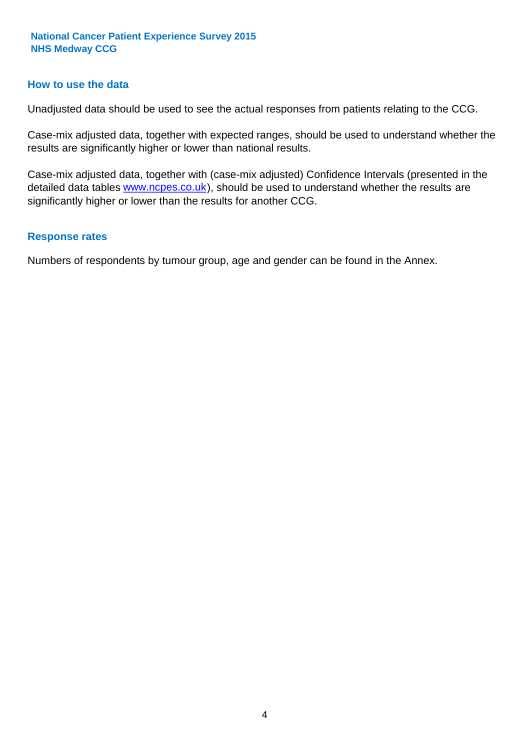## How to use the data

Unadjusted data should be used to see the actual responses from patients relating to the CCG.

Case-mix adjusted data, together with expected ranges, should be used to understand whether the results are significantly higher or lower than national results.

Case-mix adjusted data, together with (case-mix adjusted) Confidence Intervals (presented in the detailed data tables www.ncpes.co.uk), should be used to understand whether the results are significantly higher or lower than the results for another CCG.

## Response rates

Numbers of respondents by tumour group, age and gender can be found in the Annex.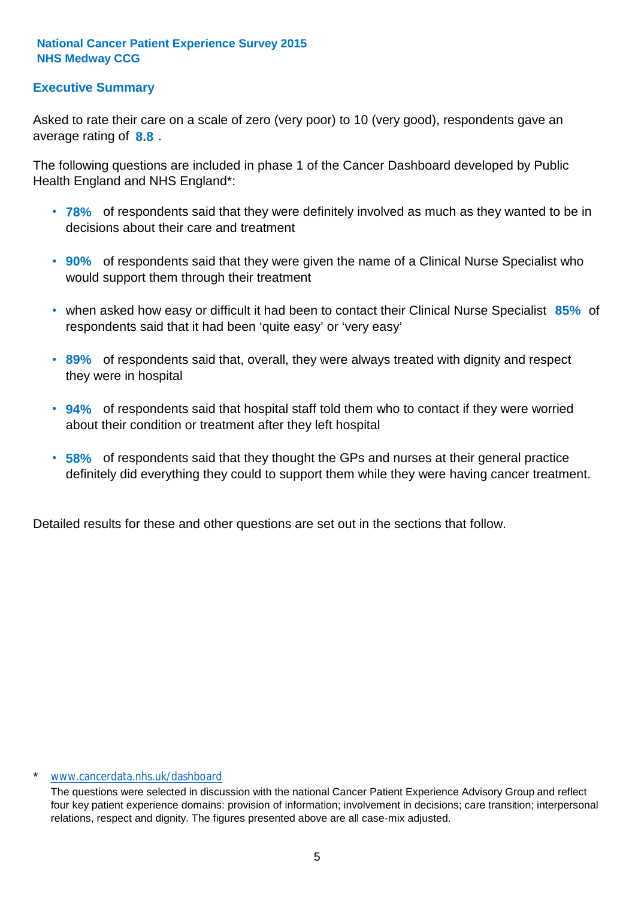**National Cancer Patient Experience Survey 2015**
**NHS Medway CCG**

## Executive Summary

Asked to rate their care on a scale of zero (very poor) to 10 (very good), respondents gave an average rating of **8.8** .

The following questions are included in phase 1 of the Cancer Dashboard developed by Public Health England and NHS England*:

- **78%** of respondents said that they were definitely involved as much as they wanted to be in decisions about their care and treatment
- **90%** of respondents said that they were given the name of a Clinical Nurse Specialist who would support them through their treatment
- when asked how easy or difficult it had been to contact their Clinical Nurse Specialist **85%** of respondents said that it had been 'quite easy' or 'very easy'
- **89%** of respondents said that, overall, they were always treated with dignity and respect they were in hospital
- **94%** of respondents said that hospital staff told them who to contact if they were worried about their condition or treatment after they left hospital
- **58%** of respondents said that they thought the GPs and nurses at their general practice definitely did everything they could to support them while they were having cancer treatment.

Detailed results for these and other questions are set out in the sections that follow.

\* www.cancerdata.nhs.uk/dashboard

The questions were selected in discussion with the national Cancer Patient Experience Advisory Group and reflect four key patient experience domains: provision of information; involvement in decisions; care transition; interpersonal relations, respect and dignity. The figures presented above are all case-mix adjusted.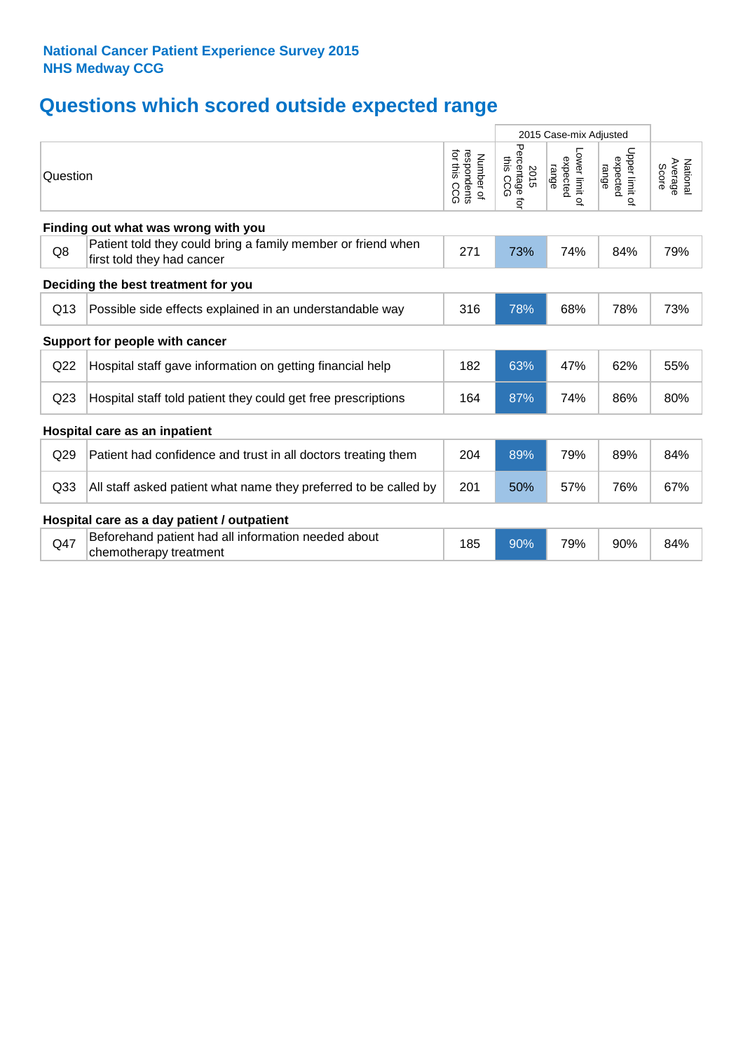**National Cancer Patient Experience Survey 2015**
**NHS Medway CCG**

# Questions which scored outside expected range

| | Question | Number of respondents for this CCG | 2015 Case-mix Adjusted: 2015 Percentage for this CCG | 2015 Case-mix Adjusted: Lower limit of expected range | 2015 Case-mix Adjusted: Upper limit of expected range | National Average Score |
|---|---|---|---|---|---|---|
| **Finding out what was wrong with you** | | | | | | |
| Q8 | Patient told they could bring a family member or friend when first told they had cancer | 271 | 73% | 74% | 84% | 79% |
| **Deciding the best treatment for you** | | | | | | |
| Q13 | Possible side effects explained in an understandable way | 316 | 78% | 68% | 78% | 73% |
| **Support for people with cancer** | | | | | | |
| Q22 | Hospital staff gave information on getting financial help | 182 | 63% | 47% | 62% | 55% |
| Q23 | Hospital staff told patient they could get free prescriptions | 164 | 87% | 74% | 86% | 80% |
| **Hospital care as an inpatient** | | | | | | |
| Q29 | Patient had confidence and trust in all doctors treating them | 204 | 89% | 79% | 89% | 84% |
| Q33 | All staff asked patient what name they preferred to be called by | 201 | 50% | 57% | 76% | 67% |
| **Hospital care as a day patient / outpatient** | | | | | | |
| Q47 | Beforehand patient had all information needed about chemotherapy treatment | 185 | 90% | 79% | 90% | 84% |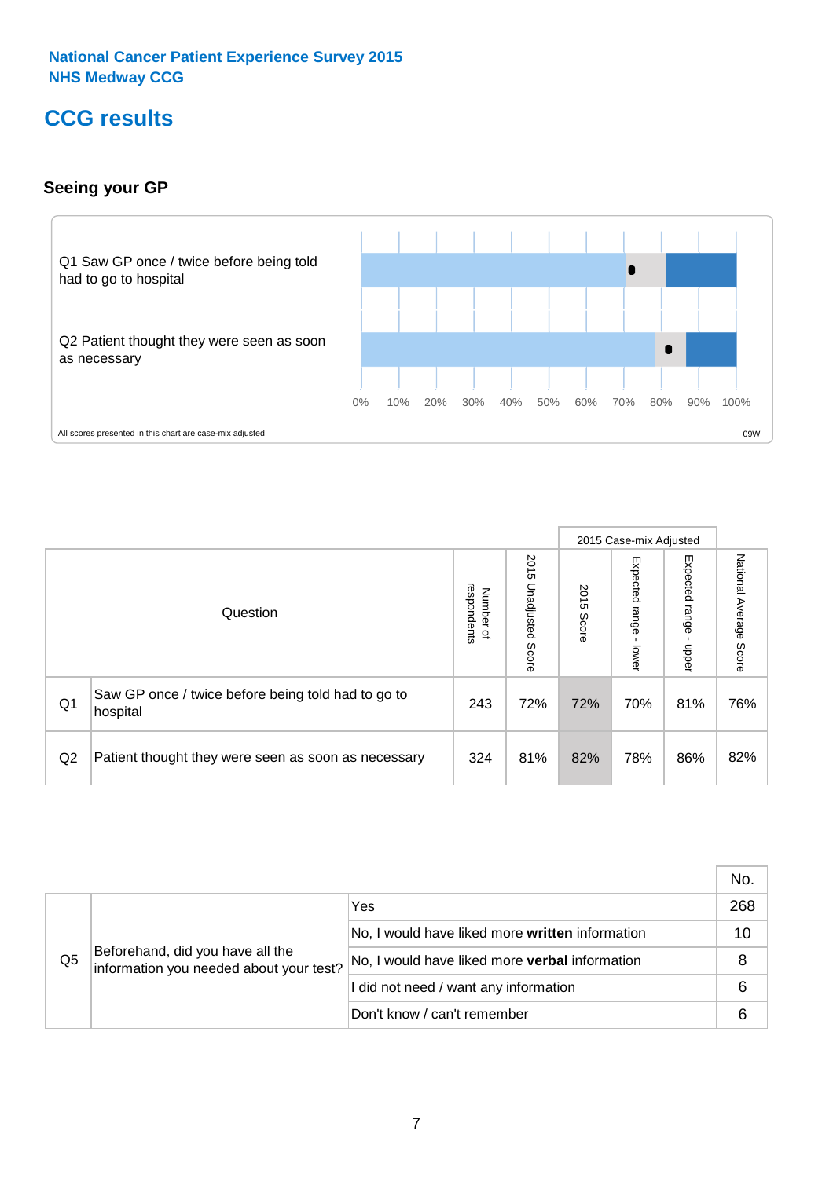National Cancer Patient Experience Survey 2015
NHS Medway CCG

# CCG results

## Seeing your GP

Q1 Saw GP once / twice before being told had to go to hospital

Q2 Patient thought they were seen as soon as necessary

0% 10% 20% 30% 40% 50% 60% 70% 80% 90% 100%

All scores presented in this chart are case-mix adjusted

09W

| | Question | Number of respondents | 2015 Unadjusted Score | 2015 Case-mix Adjusted | | | National Average Score |
|---|---|---|---|---|---|---|---|
| | | | | 2015 Score | Expected range - lower | Expected range - upper | |
| Q1 | Saw GP once / twice before being told had to go to hospital | 243 | 72% | 72% | 70% | 81% | 76% |
| Q2 | Patient thought they were seen as soon as necessary | 324 | 81% | 82% | 78% | 86% | 82% |

| | | | No. |
|---|---|---|---|
| Q5 | Beforehand, did you have all the information you needed about your test? | Yes | 268 |
| | | No, I would have liked more **written** information | 10 |
| | | No, I would have liked more **verbal** information | 8 |
| | | I did not need / want any information | 6 |
| | | Don't know / can't remember | 6 |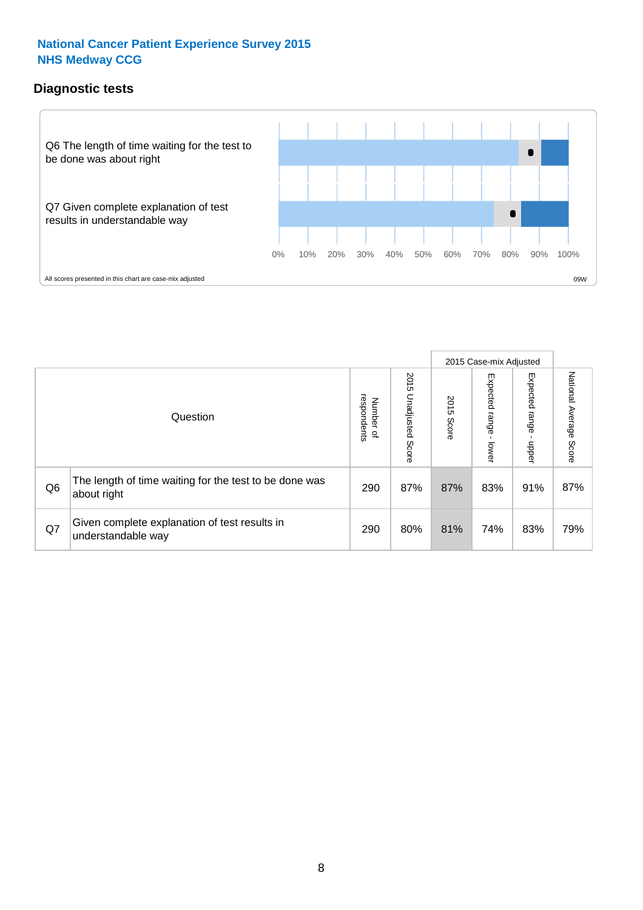National Cancer Patient Experience Survey 2015
NHS Medway CCG

## Diagnostic tests

Q6 The length of time waiting for the test to be done was about right

Q7 Given complete explanation of test results in understandable way

0% 10% 20% 30% 40% 50% 60% 70% 80% 90% 100%

All scores presented in this chart are case-mix adjusted

09W

| | Question | Number of respondents | 2015 Unadjusted Score | 2015 Case-mix Adjusted: 2015 Score | 2015 Case-mix Adjusted: Expected range - lower | 2015 Case-mix Adjusted: Expected range - upper | National Average Score |
|---|---|---|---|---|---|---|---|
| Q6 | The length of time waiting for the test to be done was about right | 290 | 87% | 87% | 83% | 91% | 87% |
| Q7 | Given complete explanation of test results in understandable way | 290 | 80% | 81% | 74% | 83% | 79% |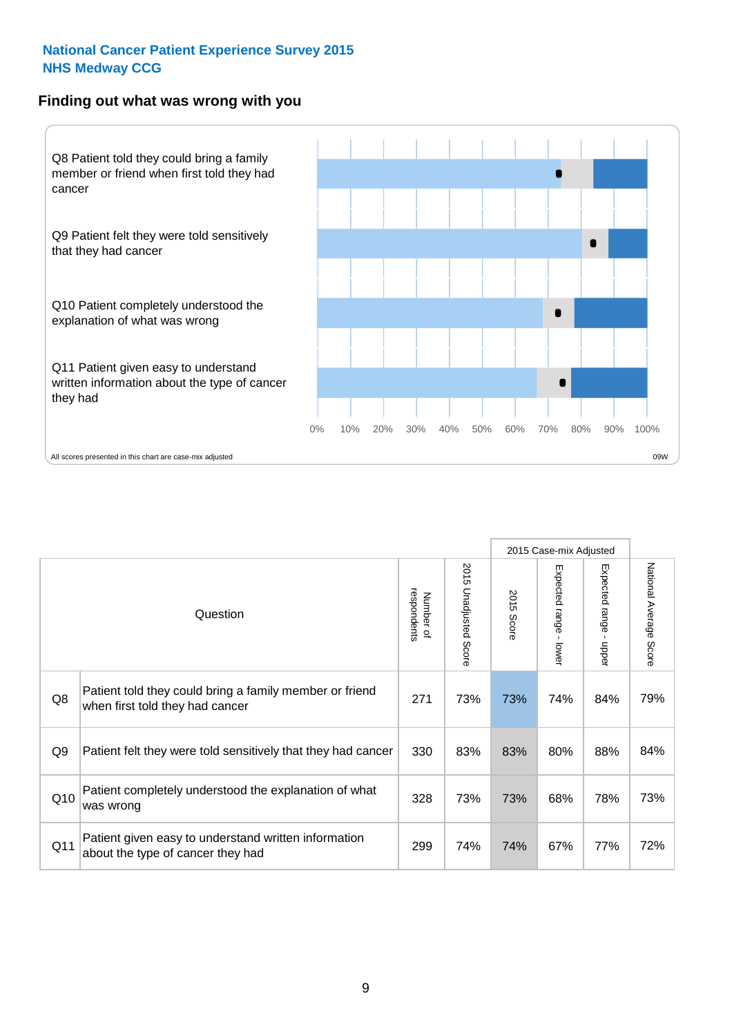National Cancer Patient Experience Survey 2015
NHS Medway CCG

## Finding out what was wrong with you

Q8 Patient told they could bring a family member or friend when first told they had cancer

Q9 Patient felt they were told sensitively that they had cancer

Q10 Patient completely understood the explanation of what was wrong

Q11 Patient given easy to understand written information about the type of cancer they had

0% 10% 20% 30% 40% 50% 60% 70% 80% 90% 100%

All scores presented in this chart are case-mix adjusted

09W

| | Question | Number of respondents | 2015 Unadjusted Score | 2015 Case-mix Adjusted: 2015 Score | 2015 Case-mix Adjusted: Expected range - lower | 2015 Case-mix Adjusted: Expected range - upper | National Average Score |
|---|---|---|---|---|---|---|---|
| Q8 | Patient told they could bring a family member or friend when first told they had cancer | 271 | 73% | 73% | 74% | 84% | 79% |
| Q9 | Patient felt they were told sensitively that they had cancer | 330 | 83% | 83% | 80% | 88% | 84% |
| Q10 | Patient completely understood the explanation of what was wrong | 328 | 73% | 73% | 68% | 78% | 73% |
| Q11 | Patient given easy to understand written information about the type of cancer they had | 299 | 74% | 74% | 67% | 77% | 72% |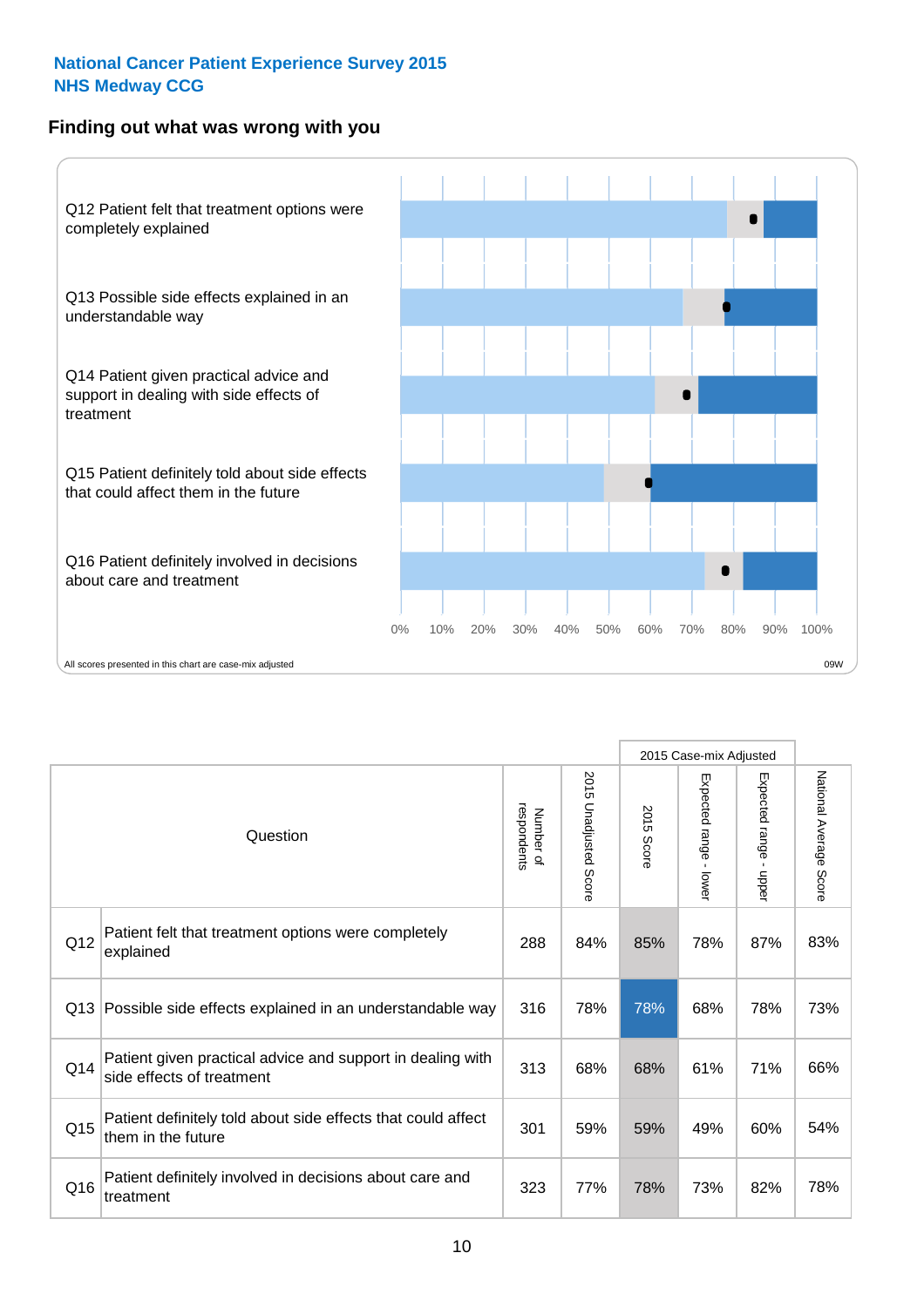**National Cancer Patient Experience Survey 2015**
**NHS Medway CCG**

## Finding out what was wrong with you

Q12 Patient felt that treatment options were completely explained

Q13 Possible side effects explained in an understandable way

Q14 Patient given practical advice and support in dealing with side effects of treatment

Q15 Patient definitely told about side effects that could affect them in the future

Q16 Patient definitely involved in decisions about care and treatment

0% 10% 20% 30% 40% 50% 60% 70% 80% 90% 100%

All scores presented in this chart are case-mix adjusted

09W

| | Question | Number of respondents | 2015 Unadjusted Score | 2015 Case-mix Adjusted: 2015 Score | 2015 Case-mix Adjusted: Expected range - lower | 2015 Case-mix Adjusted: Expected range - upper | National Average Score |
|---|---|---|---|---|---|---|---|
| Q12 | Patient felt that treatment options were completely explained | 288 | 84% | 85% | 78% | 87% | 83% |
| Q13 | Possible side effects explained in an understandable way | 316 | 78% | 78% | 68% | 78% | 73% |
| Q14 | Patient given practical advice and support in dealing with side effects of treatment | 313 | 68% | 68% | 61% | 71% | 66% |
| Q15 | Patient definitely told about side effects that could affect them in the future | 301 | 59% | 59% | 49% | 60% | 54% |
| Q16 | Patient definitely involved in decisions about care and treatment | 323 | 77% | 78% | 73% | 82% | 78% |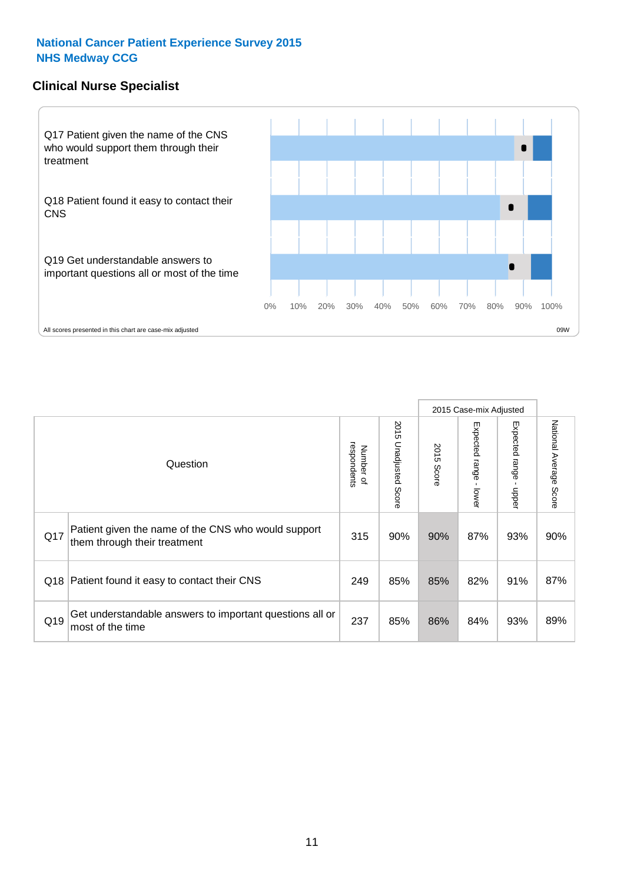National Cancer Patient Experience Survey 2015
NHS Medway CCG

## Clinical Nurse Specialist

Q17 Patient given the name of the CNS who would support them through their treatment

Q18 Patient found it easy to contact their CNS

Q19 Get understandable answers to important questions all or most of the time

0% 10% 20% 30% 40% 50% 60% 70% 80% 90% 100%

All scores presented in this chart are case-mix adjusted

09W

| Question | | Number of respondents | 2015 Unadjusted Score | 2015 Case-mix Adjusted: 2015 Score | 2015 Case-mix Adjusted: Expected range - lower | 2015 Case-mix Adjusted: Expected range - upper | National Average Score |
|---|---|---|---|---|---|---|---|
| Q17 | Patient given the name of the CNS who would support them through their treatment | 315 | 90% | 90% | 87% | 93% | 90% |
| Q18 | Patient found it easy to contact their CNS | 249 | 85% | 85% | 82% | 91% | 87% |
| Q19 | Get understandable answers to important questions all or most of the time | 237 | 85% | 86% | 84% | 93% | 89% |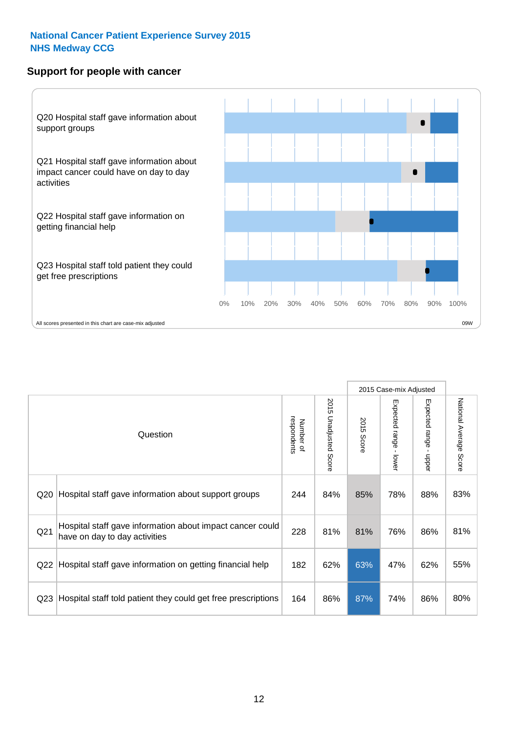**National Cancer Patient Experience Survey 2015**
**NHS Medway CCG**

## Support for people with cancer

Q20 Hospital staff gave information about support groups

Q21 Hospital staff gave information about impact cancer could have on day to day activities

Q22 Hospital staff gave information on getting financial help

Q23 Hospital staff told patient they could get free prescriptions

0% 10% 20% 30% 40% 50% 60% 70% 80% 90% 100%

All scores presented in this chart are case-mix adjusted

09W

| | Question | Number of respondents | 2015 Unadjusted Score | 2015 Case-mix Adjusted | | | National Average Score |
|---|---|---|---|---|---|---|---|
| | | | | 2015 Score | Expected range - lower | Expected range - upper | |
| Q20 | Hospital staff gave information about support groups | 244 | 84% | 85% | 78% | 88% | 83% |
| Q21 | Hospital staff gave information about impact cancer could have on day to day activities | 228 | 81% | 81% | 76% | 86% | 81% |
| Q22 | Hospital staff gave information on getting financial help | 182 | 62% | 63% | 47% | 62% | 55% |
| Q23 | Hospital staff told patient they could get free prescriptions | 164 | 86% | 87% | 74% | 86% | 80% |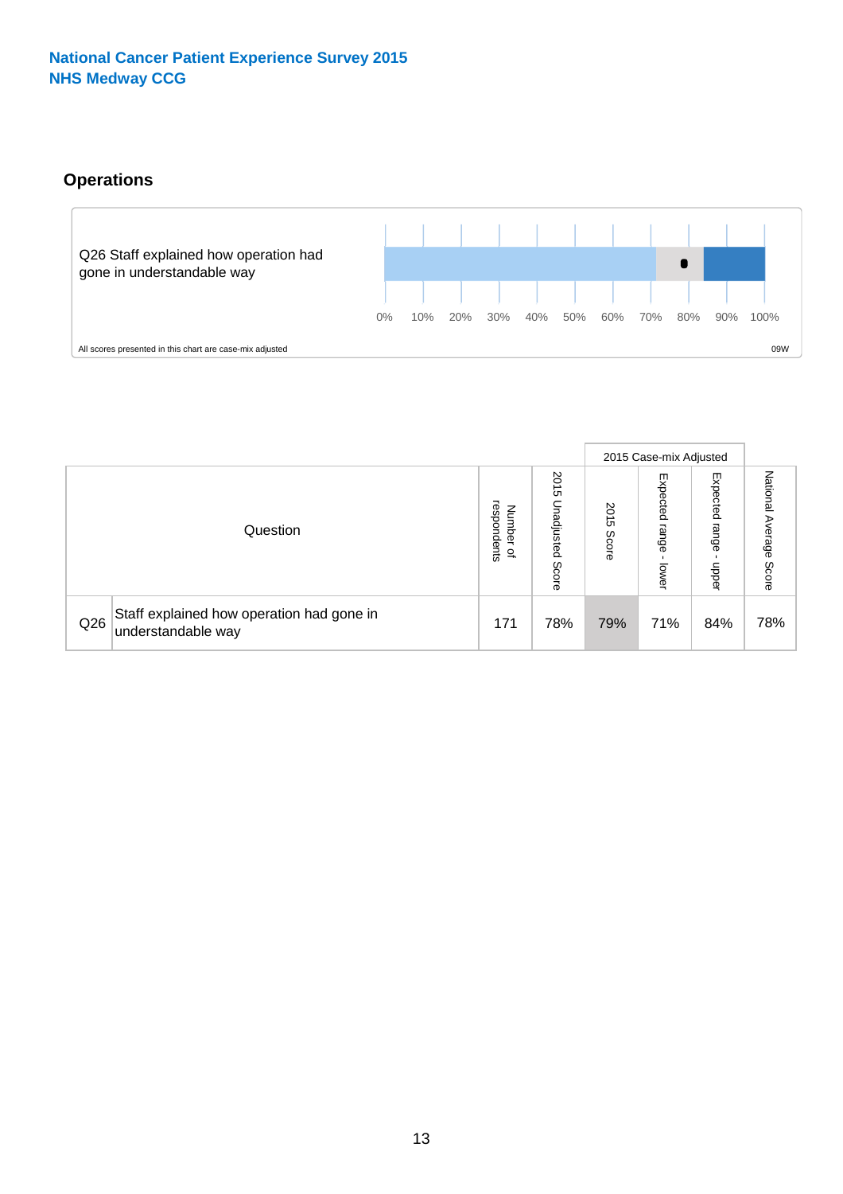**National Cancer Patient Experience Survey 2015**
**NHS Medway CCG**

## Operations

Q26 Staff explained how operation had gone in understandable way

0% 10% 20% 30% 40% 50% 60% 70% 80% 90% 100%

All scores presented in this chart are case-mix adjusted

09W

| | Question | Number of respondents | 2015 Unadjusted Score | 2015 Case-mix Adjusted: 2015 Score | 2015 Case-mix Adjusted: Expected range - lower | 2015 Case-mix Adjusted: Expected range - upper | National Average Score |
|---|---|---|---|---|---|---|---|
| Q26 | Staff explained how operation had gone in understandable way | 171 | 78% | 79% | 71% | 84% | 78% |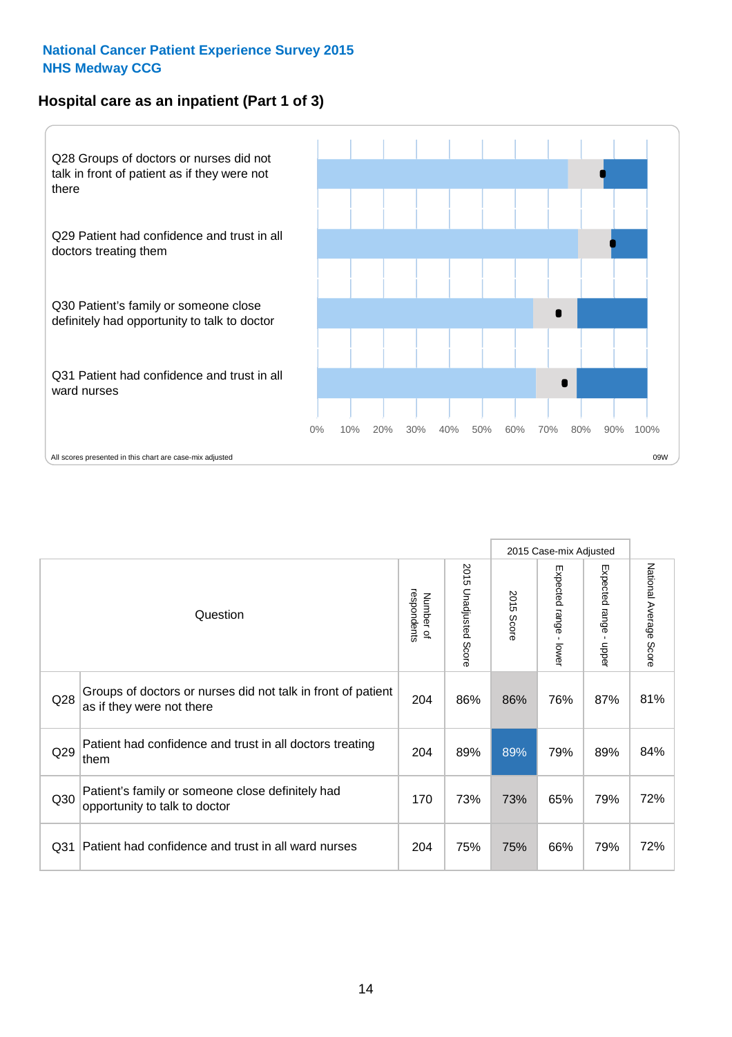**National Cancer Patient Experience Survey 2015**
**NHS Medway CCG**

## Hospital care as an inpatient (Part 1 of 3)

Q28 Groups of doctors or nurses did not talk in front of patient as if they were not there

Q29 Patient had confidence and trust in all doctors treating them

Q30 Patient's family or someone close definitely had opportunity to talk to doctor

Q31 Patient had confidence and trust in all ward nurses

0% 10% 20% 30% 40% 50% 60% 70% 80% 90% 100%

All scores presented in this chart are case-mix adjusted

09W

| | Question | Number of respondents | 2015 Unadjusted Score | 2015 Case-mix Adjusted: 2015 Score | 2015 Case-mix Adjusted: Expected range - lower | 2015 Case-mix Adjusted: Expected range - upper | National Average Score |
|---|---|---|---|---|---|---|---|
| Q28 | Groups of doctors or nurses did not talk in front of patient as if they were not there | 204 | 86% | 86% | 76% | 87% | 81% |
| Q29 | Patient had confidence and trust in all doctors treating them | 204 | 89% | 89% | 79% | 89% | 84% |
| Q30 | Patient's family or someone close definitely had opportunity to talk to doctor | 170 | 73% | 73% | 65% | 79% | 72% |
| Q31 | Patient had confidence and trust in all ward nurses | 204 | 75% | 75% | 66% | 79% | 72% |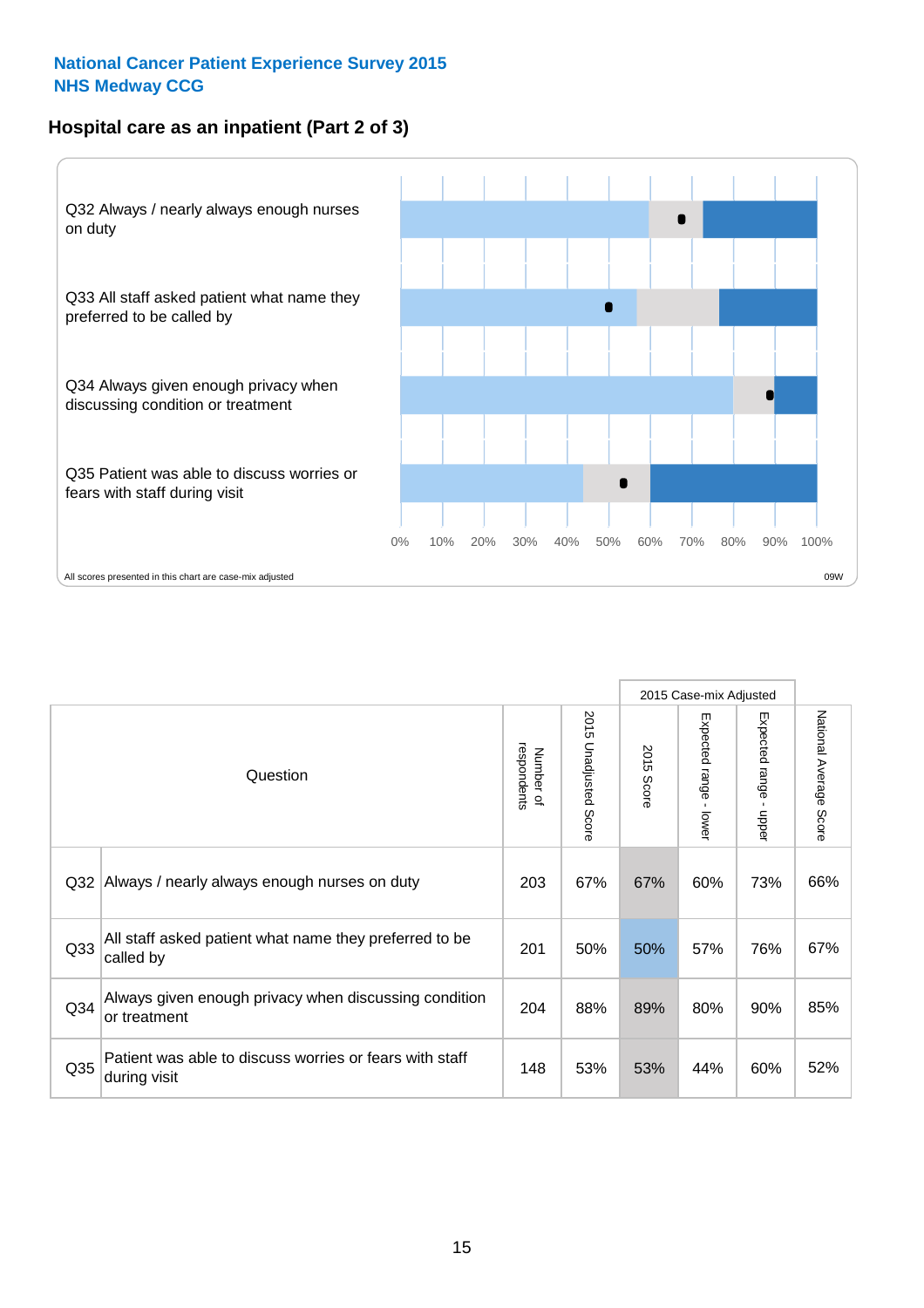National Cancer Patient Experience Survey 2015
NHS Medway CCG

## Hospital care as an inpatient (Part 2 of 3)

Q32 Always / nearly always enough nurses on duty

Q33 All staff asked patient what name they preferred to be called by

Q34 Always given enough privacy when discussing condition or treatment

Q35 Patient was able to discuss worries or fears with staff during visit

0% 10% 20% 30% 40% 50% 60% 70% 80% 90% 100%

All scores presented in this chart are case-mix adjusted

09W

| Question | | Number of respondents | 2015 Unadjusted Score | 2015 Case-mix Adjusted | | | National Average Score |
|---|---|---|---|---|---|---|---|
| | | | | 2015 Score | Expected range - lower | Expected range - upper | |
| Q32 | Always / nearly always enough nurses on duty | 203 | 67% | 67% | 60% | 73% | 66% |
| Q33 | All staff asked patient what name they preferred to be called by | 201 | 50% | 50% | 57% | 76% | 67% |
| Q34 | Always given enough privacy when discussing condition or treatment | 204 | 88% | 89% | 80% | 90% | 85% |
| Q35 | Patient was able to discuss worries or fears with staff during visit | 148 | 53% | 53% | 44% | 60% | 52% |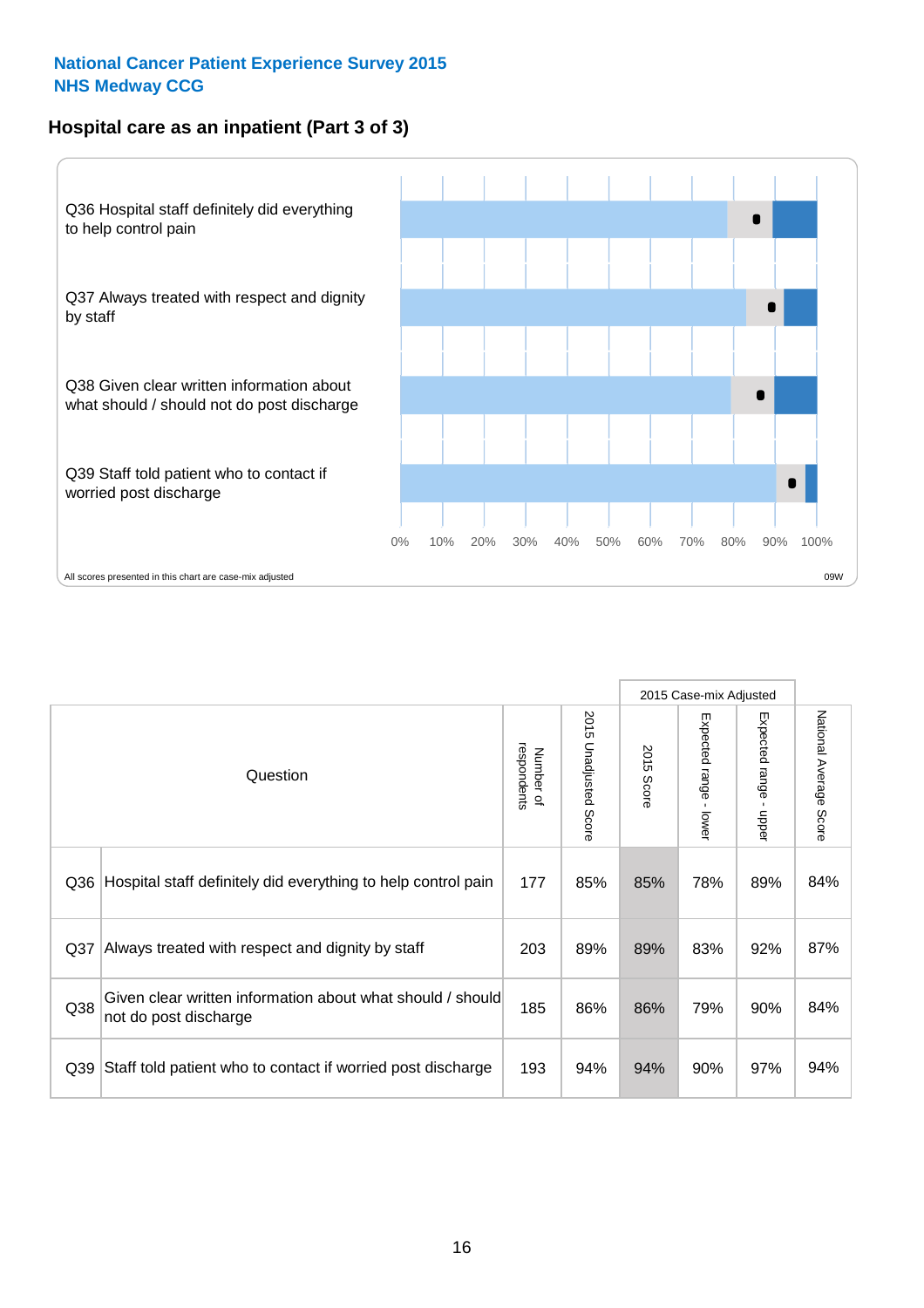**National Cancer Patient Experience Survey 2015**
**NHS Medway CCG**

## Hospital care as an inpatient (Part 3 of 3)

Q36 Hospital staff definitely did everything to help control pain

Q37 Always treated with respect and dignity by staff

Q38 Given clear written information about what should / should not do post discharge

Q39 Staff told patient who to contact if worried post discharge

0% 10% 20% 30% 40% 50% 60% 70% 80% 90% 100%

All scores presented in this chart are case-mix adjusted

09W

| Question | | Number of respondents | 2015 Unadjusted Score | 2015 Case-mix Adjusted: 2015 Score | 2015 Case-mix Adjusted: Expected range - lower | 2015 Case-mix Adjusted: Expected range - upper | National Average Score |
|---|---|---|---|---|---|---|---|
| Q36 | Hospital staff definitely did everything to help control pain | 177 | 85% | 85% | 78% | 89% | 84% |
| Q37 | Always treated with respect and dignity by staff | 203 | 89% | 89% | 83% | 92% | 87% |
| Q38 | Given clear written information about what should / should not do post discharge | 185 | 86% | 86% | 79% | 90% | 84% |
| Q39 | Staff told patient who to contact if worried post discharge | 193 | 94% | 94% | 90% | 97% | 94% |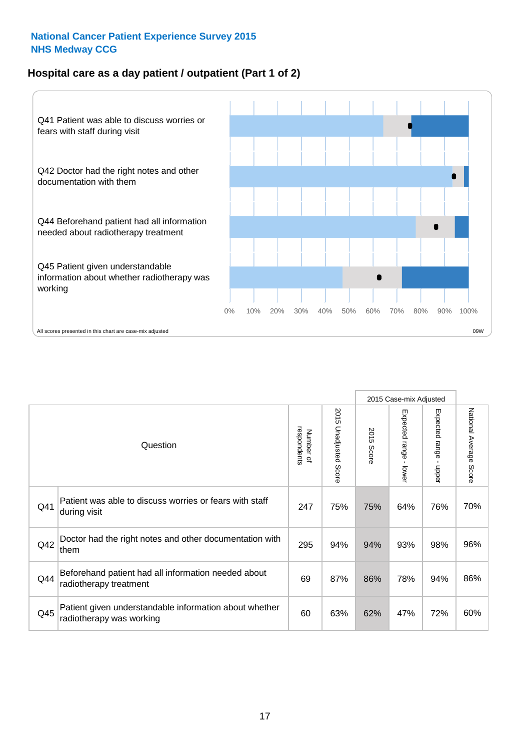**National Cancer Patient Experience Survey 2015**
**NHS Medway CCG**

## Hospital care as a day patient / outpatient (Part 1 of 2)

Q41 Patient was able to discuss worries or fears with staff during visit

Q42 Doctor had the right notes and other documentation with them

Q44 Beforehand patient had all information needed about radiotherapy treatment

Q45 Patient given understandable information about whether radiotherapy was working

0% 10% 20% 30% 40% 50% 60% 70% 80% 90% 100%

All scores presented in this chart are case-mix adjusted

09W

| | Question | Number of respondents | 2015 Unadjusted Score | 2015 Case-mix Adjusted: 2015 Score | 2015 Case-mix Adjusted: Expected range - lower | 2015 Case-mix Adjusted: Expected range - upper | National Average Score |
|---|---|---|---|---|---|---|---|
| Q41 | Patient was able to discuss worries or fears with staff during visit | 247 | 75% | 75% | 64% | 76% | 70% |
| Q42 | Doctor had the right notes and other documentation with them | 295 | 94% | 94% | 93% | 98% | 96% |
| Q44 | Beforehand patient had all information needed about radiotherapy treatment | 69 | 87% | 86% | 78% | 94% | 86% |
| Q45 | Patient given understandable information about whether radiotherapy was working | 60 | 63% | 62% | 47% | 72% | 60% |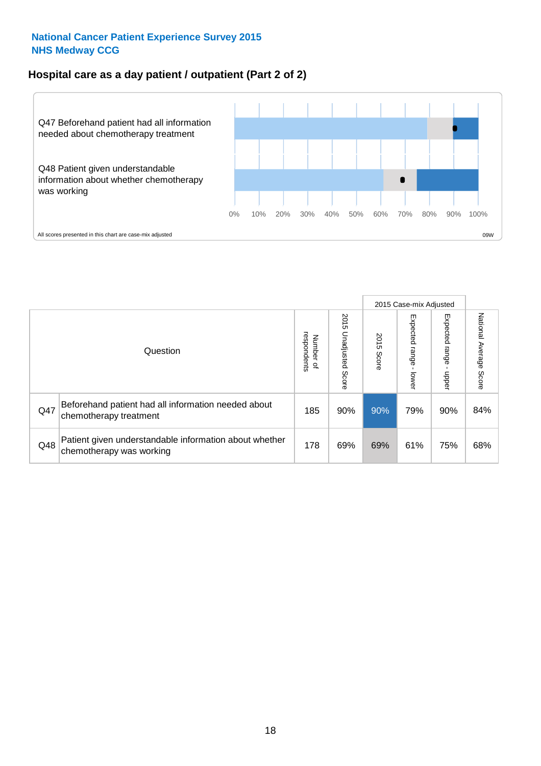National Cancer Patient Experience Survey 2015
NHS Medway CCG

## Hospital care as a day patient / outpatient (Part 2 of 2)

Q47 Beforehand patient had all information needed about chemotherapy treatment

Q48 Patient given understandable information about whether chemotherapy was working

0% 10% 20% 30% 40% 50% 60% 70% 80% 90% 100%

All scores presented in this chart are case-mix adjusted

09W

| | Question | Number of respondents | 2015 Unadjusted Score | 2015 Case-mix Adjusted: 2015 Score | 2015 Case-mix Adjusted: Expected range - lower | 2015 Case-mix Adjusted: Expected range - upper | National Average Score |
|---|---|---|---|---|---|---|---|
| Q47 | Beforehand patient had all information needed about chemotherapy treatment | 185 | 90% | 90% | 79% | 90% | 84% |
| Q48 | Patient given understandable information about whether chemotherapy was working | 178 | 69% | 69% | 61% | 75% | 68% |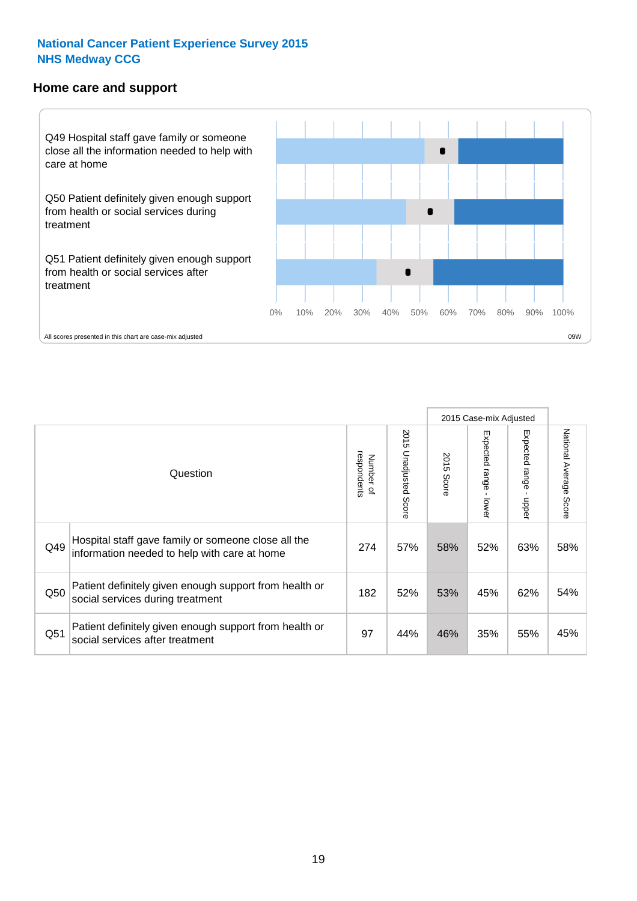## National Cancer Patient Experience Survey 2015
## NHS Medway CCG

### Home care and support

Q49 Hospital staff gave family or someone close all the information needed to help with care at home

Q50 Patient definitely given enough support from health or social services during treatment

Q51 Patient definitely given enough support from health or social services after treatment

0% 10% 20% 30% 40% 50% 60% 70% 80% 90% 100%

All scores presented in this chart are case-mix adjusted

09W

| Question | | Number of respondents | 2015 Unadjusted Score | 2015 Case-mix Adjusted: 2015 Score | 2015 Case-mix Adjusted: Expected range - lower | 2015 Case-mix Adjusted: Expected range - upper | National Average Score |
|---|---|---|---|---|---|---|---|
| Q49 | Hospital staff gave family or someone close all the information needed to help with care at home | 274 | 57% | 58% | 52% | 63% | 58% |
| Q50 | Patient definitely given enough support from health or social services during treatment | 182 | 52% | 53% | 45% | 62% | 54% |
| Q51 | Patient definitely given enough support from health or social services after treatment | 97 | 44% | 46% | 35% | 55% | 45% |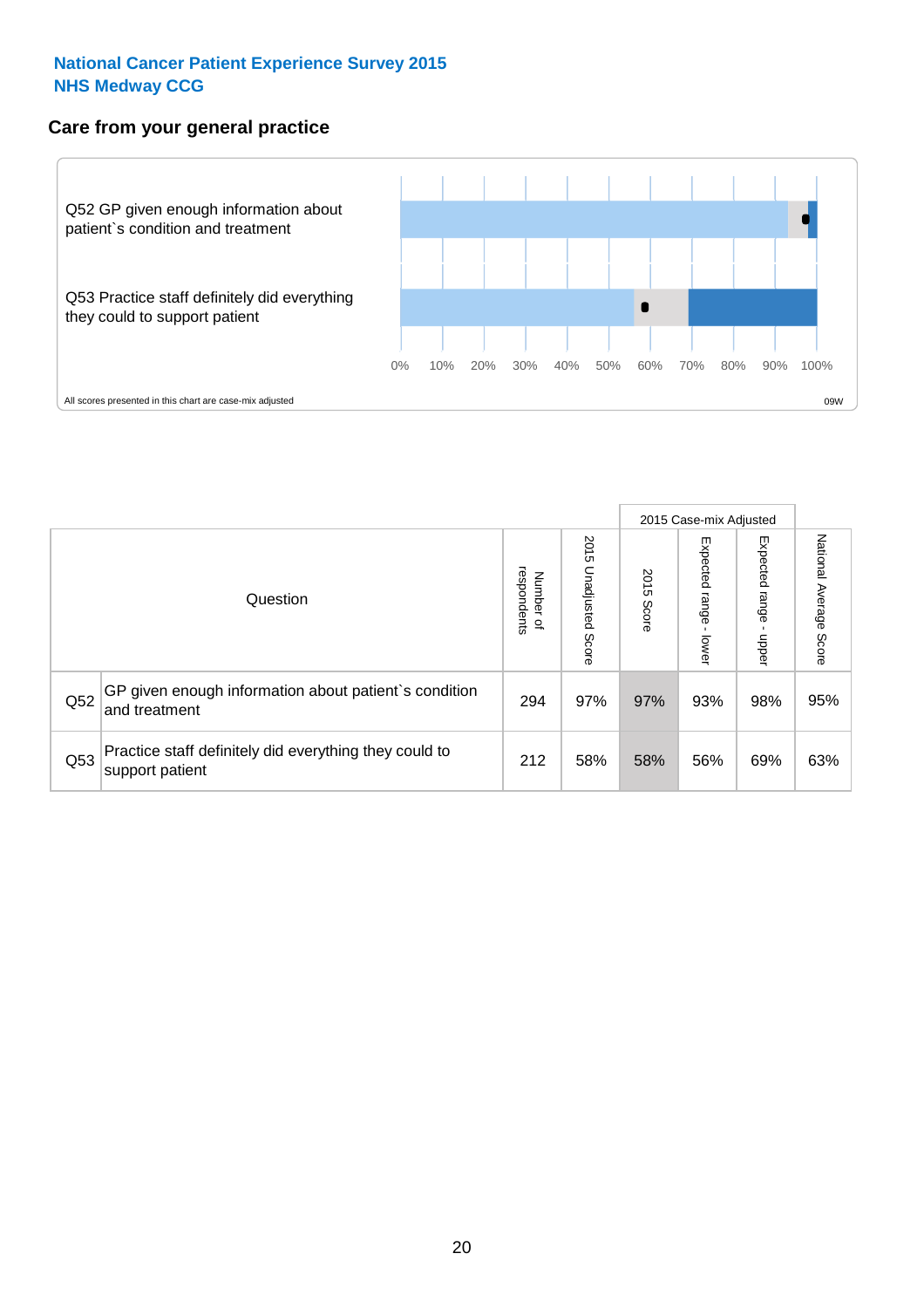**National Cancer Patient Experience Survey 2015**
**NHS Medway CCG**

## Care from your general practice

Q52 GP given enough information about patient`s condition and treatment

Q53 Practice staff definitely did everything they could to support patient

0% 10% 20% 30% 40% 50% 60% 70% 80% 90% 100%

All scores presented in this chart are case-mix adjusted

09W

| Question | | Number of respondents | 2015 Unadjusted Score | 2015 Case-mix Adjusted 2015 Score | 2015 Case-mix Adjusted Expected range - lower | 2015 Case-mix Adjusted Expected range - upper | National Average Score |
|---|---|---|---|---|---|---|---|
| Q52 | GP given enough information about patient`s condition and treatment | 294 | 97% | 97% | 93% | 98% | 95% |
| Q53 | Practice staff definitely did everything they could to support patient | 212 | 58% | 58% | 56% | 69% | 63% |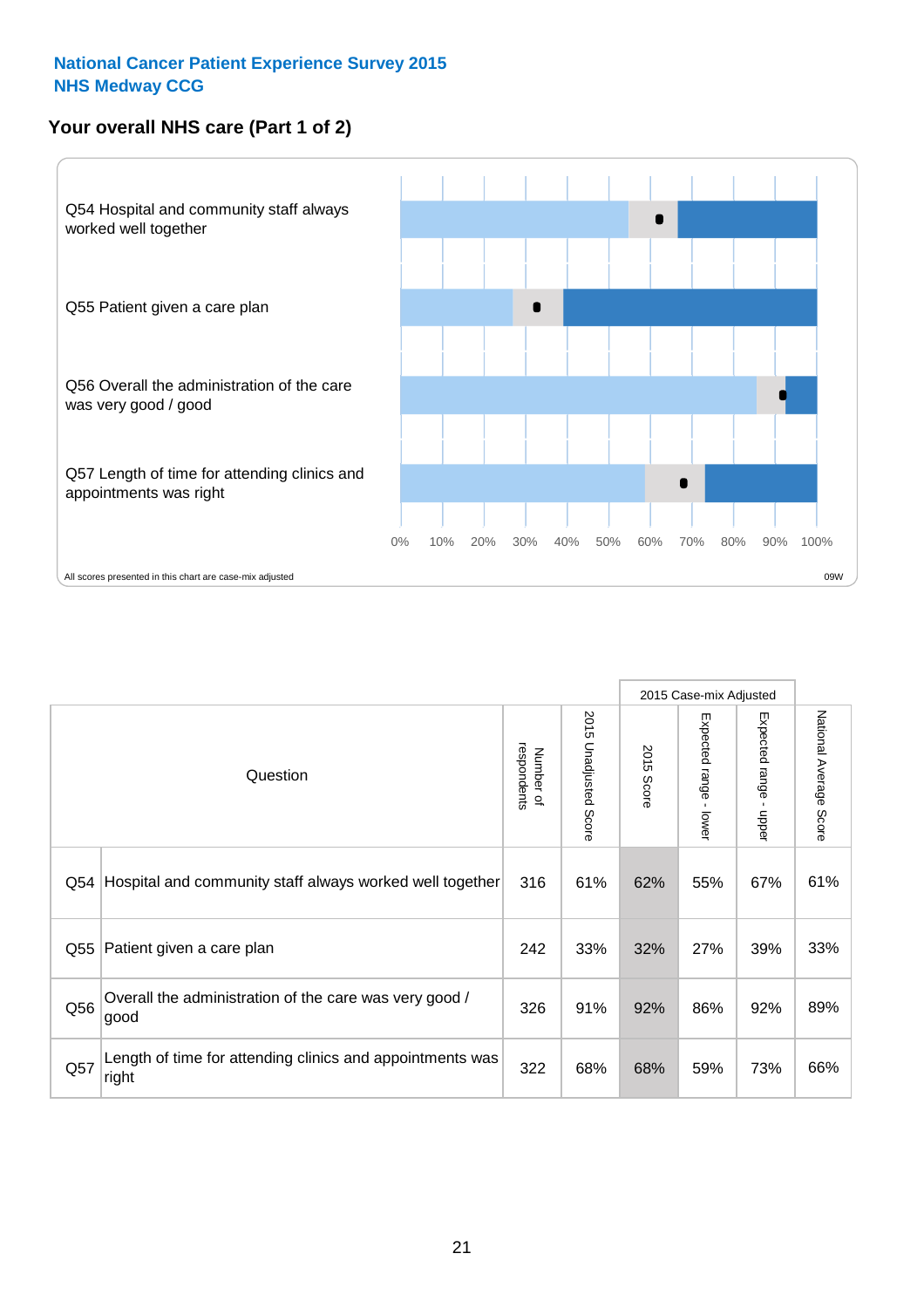National Cancer Patient Experience Survey 2015
NHS Medway CCG

## Your overall NHS care (Part 1 of 2)

Q54 Hospital and community staff always worked well together

Q55 Patient given a care plan

Q56 Overall the administration of the care was very good / good

Q57 Length of time for attending clinics and appointments was right

0% 10% 20% 30% 40% 50% 60% 70% 80% 90% 100%

All scores presented in this chart are case-mix adjusted

09W

| | Question | Number of respondents | 2015 Unadjusted Score | 2015 Case-mix Adjusted | | | National Average Score |
|---|---|---|---|---|---|---|---|
| | | | | 2015 Score | Expected range - lower | Expected range - upper | |
| Q54 | Hospital and community staff always worked well together | 316 | 61% | 62% | 55% | 67% | 61% |
| Q55 | Patient given a care plan | 242 | 33% | 32% | 27% | 39% | 33% |
| Q56 | Overall the administration of the care was very good / good | 326 | 91% | 92% | 86% | 92% | 89% |
| Q57 | Length of time for attending clinics and appointments was right | 322 | 68% | 68% | 59% | 73% | 66% |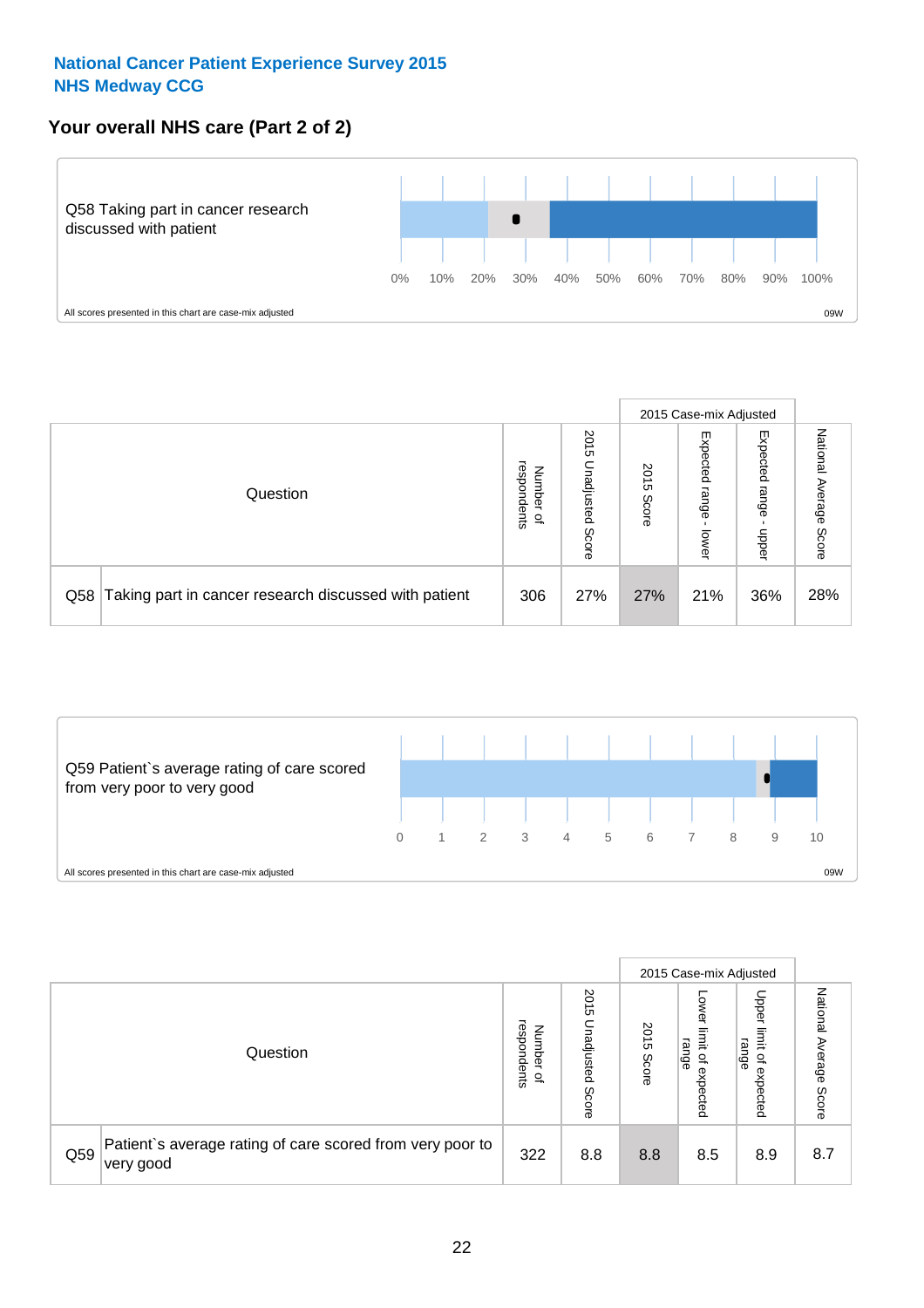**National Cancer Patient Experience Survey 2015**
**NHS Medway CCG**

## Your overall NHS care (Part 2 of 2)

Q58 Taking part in cancer research discussed with patient

0% 10% 20% 30% 40% 50% 60% 70% 80% 90% 100%

All scores presented in this chart are case-mix adjusted

09W

| Question | | Number of respondents | 2015 Unadjusted Score | 2015 Case-mix Adjusted | | | National Average Score |
|---|---|---|---|---|---|---|---|
| | | | | 2015 Score | Expected range - lower | Expected range - upper | |
| Q58 | Taking part in cancer research discussed with patient | 306 | 27% | 27% | 21% | 36% | 28% |

Q59 Patient`s average rating of care scored from very poor to very good

0 1 2 3 4 5 6 7 8 9 10

All scores presented in this chart are case-mix adjusted

09W

| Question | | Number of respondents | 2015 Unadjusted Score | 2015 Case-mix Adjusted | | | National Average Score |
|---|---|---|---|---|---|---|---|
| | | | | 2015 Score | Lower limit of expected range | Upper limit of expected range | |
| Q59 | Patient`s average rating of care scored from very poor to very good | 322 | 8.8 | 8.8 | 8.5 | 8.9 | 8.7 |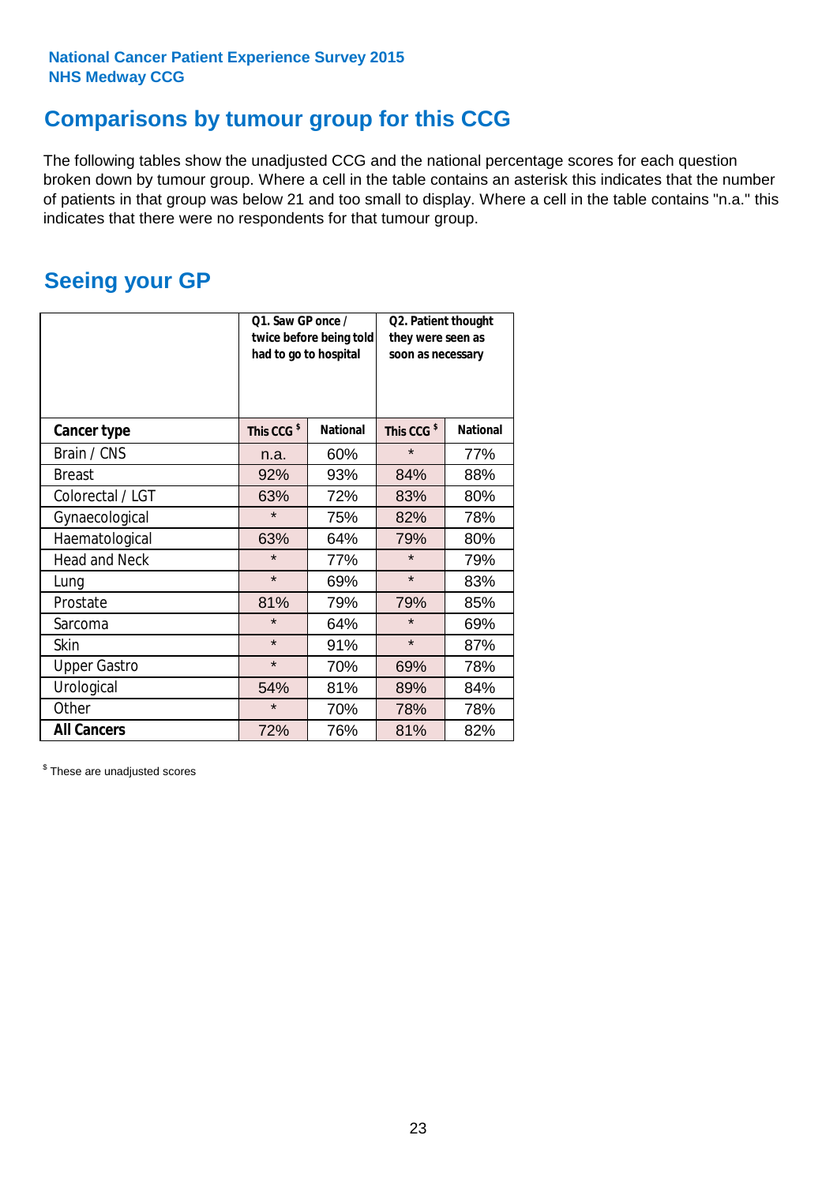National Cancer Patient Experience Survey 2015
NHS Medway CCG

## Comparisons by tumour group for this CCG

The following tables show the unadjusted CCG and the national percentage scores for each question broken down by tumour group. Where a cell in the table contains an asterisk this indicates that the number of patients in that group was below 21 and too small to display. Where a cell in the table contains "n.a." this indicates that there were no respondents for that tumour group.

## Seeing your GP

| | Q1. Saw GP once / twice before being told had to go to hospital | | Q2. Patient thought they were seen as soon as necessary | |
|---|---|---|---|---|
| **Cancer type** | **This CCG $** | **National** | **This CCG $** | **National** |
| Brain / CNS | n.a. | 60% | * | 77% |
| Breast | 92% | 93% | 84% | 88% |
| Colorectal / LGT | 63% | 72% | 83% | 80% |
| Gynaecological | * | 75% | 82% | 78% |
| Haematological | 63% | 64% | 79% | 80% |
| Head and Neck | * | 77% | * | 79% |
| Lung | * | 69% | * | 83% |
| Prostate | 81% | 79% | 79% | 85% |
| Sarcoma | * | 64% | * | 69% |
| Skin | * | 91% | * | 87% |
| Upper Gastro | * | 70% | 69% | 78% |
| Urological | 54% | 81% | 89% | 84% |
| Other | * | 70% | 78% | 78% |
| **All Cancers** | 72% | 76% | 81% | 82% |

$ These are unadjusted scores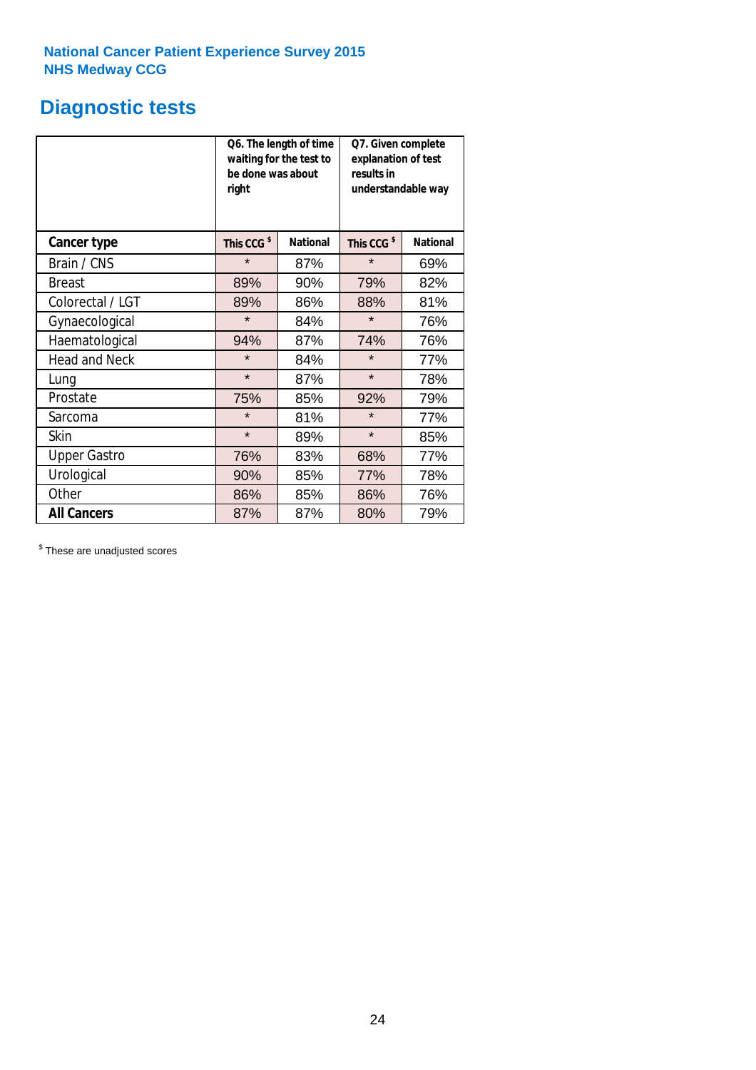National Cancer Patient Experience Survey 2015
NHS Medway CCG

# Diagnostic tests

| | Q6. The length of time waiting for the test to be done was about right | | Q7. Given complete explanation of test results in understandable way | |
|---|---|---|---|---|
| **Cancer type** | **This CCG $** | **National** | **This CCG $** | **National** |
| Brain / CNS | * | 87% | * | 69% |
| Breast | 89% | 90% | 79% | 82% |
| Colorectal / LGT | 89% | 86% | 88% | 81% |
| Gynaecological | * | 84% | * | 76% |
| Haematological | 94% | 87% | 74% | 76% |
| Head and Neck | * | 84% | * | 77% |
| Lung | * | 87% | * | 78% |
| Prostate | 75% | 85% | 92% | 79% |
| Sarcoma | * | 81% | * | 77% |
| Skin | * | 89% | * | 85% |
| Upper Gastro | 76% | 83% | 68% | 77% |
| Urological | 90% | 85% | 77% | 78% |
| Other | 86% | 85% | 86% | 76% |
| **All Cancers** | 87% | 87% | 80% | 79% |

$ These are unadjusted scores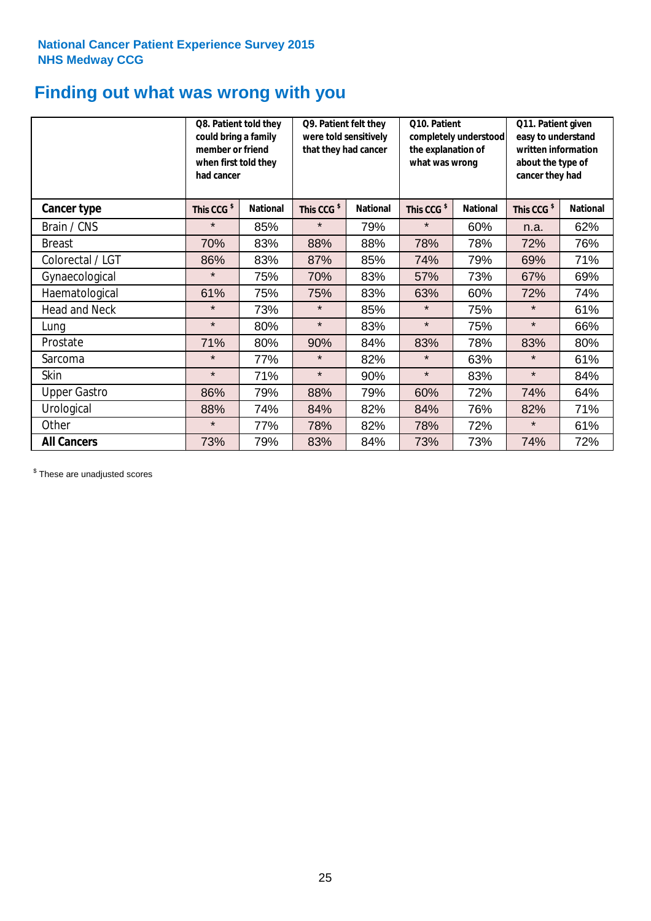National Cancer Patient Experience Survey 2015
NHS Medway CCG

# Finding out what was wrong with you

| | Q8. Patient told they could bring a family member or friend when first told they had cancer | | Q9. Patient felt they were told sensitively that they had cancer | | Q10. Patient completely understood the explanation of what was wrong | | Q11. Patient given easy to understand written information about the type of cancer they had | |
|---|---|---|---|---|---|---|---|---|
| **Cancer type** | This CCG $ | National | This CCG $ | National | This CCG $ | National | This CCG $ | National |
| Brain / CNS | * | 85% | * | 79% | * | 60% | n.a. | 62% |
| Breast | 70% | 83% | 88% | 88% | 78% | 78% | 72% | 76% |
| Colorectal / LGT | 86% | 83% | 87% | 85% | 74% | 79% | 69% | 71% |
| Gynaecological | * | 75% | 70% | 83% | 57% | 73% | 67% | 69% |
| Haematological | 61% | 75% | 75% | 83% | 63% | 60% | 72% | 74% |
| Head and Neck | * | 73% | * | 85% | * | 75% | * | 61% |
| Lung | * | 80% | * | 83% | * | 75% | * | 66% |
| Prostate | 71% | 80% | 90% | 84% | 83% | 78% | 83% | 80% |
| Sarcoma | * | 77% | * | 82% | * | 63% | * | 61% |
| Skin | * | 71% | * | 90% | * | 83% | * | 84% |
| Upper Gastro | 86% | 79% | 88% | 79% | 60% | 72% | 74% | 64% |
| Urological | 88% | 74% | 84% | 82% | 84% | 76% | 82% | 71% |
| Other | * | 77% | 78% | 82% | 78% | 72% | * | 61% |
| **All Cancers** | 73% | 79% | 83% | 84% | 73% | 73% | 74% | 72% |

$ These are unadjusted scores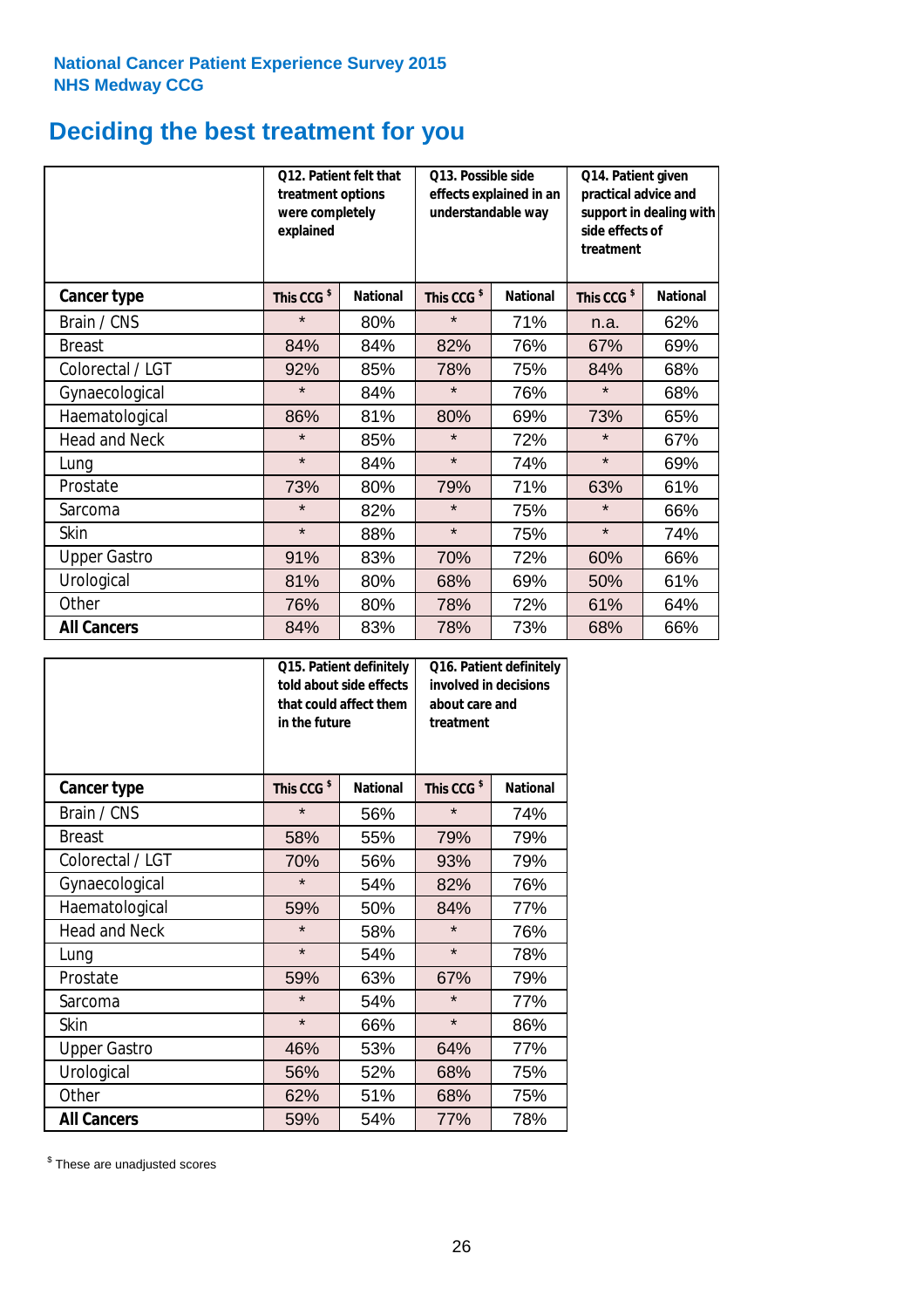**National Cancer Patient Experience Survey 2015**
**NHS Medway CCG**

# Deciding the best treatment for you

| | Q12. Patient felt that treatment options were completely explained | | Q13. Possible side effects explained in an understandable way | | Q14. Patient given practical advice and support in dealing with side effects of treatment | |
|---|---|---|---|---|---|---|
| **Cancer type** | **This CCG [$]** | **National** | **This CCG [$]** | **National** | **This CCG [$]** | **National** |
| Brain / CNS | * | 80% | * | 71% | n.a. | 62% |
| Breast | 84% | 84% | 82% | 76% | 67% | 69% |
| Colorectal / LGT | 92% | 85% | 78% | 75% | 84% | 68% |
| Gynaecological | * | 84% | * | 76% | * | 68% |
| Haematological | 86% | 81% | 80% | 69% | 73% | 65% |
| Head and Neck | * | 85% | * | 72% | * | 67% |
| Lung | * | 84% | * | 74% | * | 69% |
| Prostate | 73% | 80% | 79% | 71% | 63% | 61% |
| Sarcoma | * | 82% | * | 75% | * | 66% |
| Skin | * | 88% | * | 75% | * | 74% |
| Upper Gastro | 91% | 83% | 70% | 72% | 60% | 66% |
| Urological | 81% | 80% | 68% | 69% | 50% | 61% |
| Other | 76% | 80% | 78% | 72% | 61% | 64% |
| **All Cancers** | 84% | 83% | 78% | 73% | 68% | 66% |

| | Q15. Patient definitely told about side effects that could affect them in the future | | Q16. Patient definitely involved in decisions about care and treatment | |
|---|---|---|---|---|
| **Cancer type** | **This CCG [$]** | **National** | **This CCG [$]** | **National** |
| Brain / CNS | * | 56% | * | 74% |
| Breast | 58% | 55% | 79% | 79% |
| Colorectal / LGT | 70% | 56% | 93% | 79% |
| Gynaecological | * | 54% | 82% | 76% |
| Haematological | 59% | 50% | 84% | 77% |
| Head and Neck | * | 58% | * | 76% |
| Lung | * | 54% | * | 78% |
| Prostate | 59% | 63% | 67% | 79% |
| Sarcoma | * | 54% | * | 77% |
| Skin | * | 66% | * | 86% |
| Upper Gastro | 46% | 53% | 64% | 77% |
| Urological | 56% | 52% | 68% | 75% |
| Other | 62% | 51% | 68% | 75% |
| **All Cancers** | 59% | 54% | 77% | 78% |

[$] These are unadjusted scores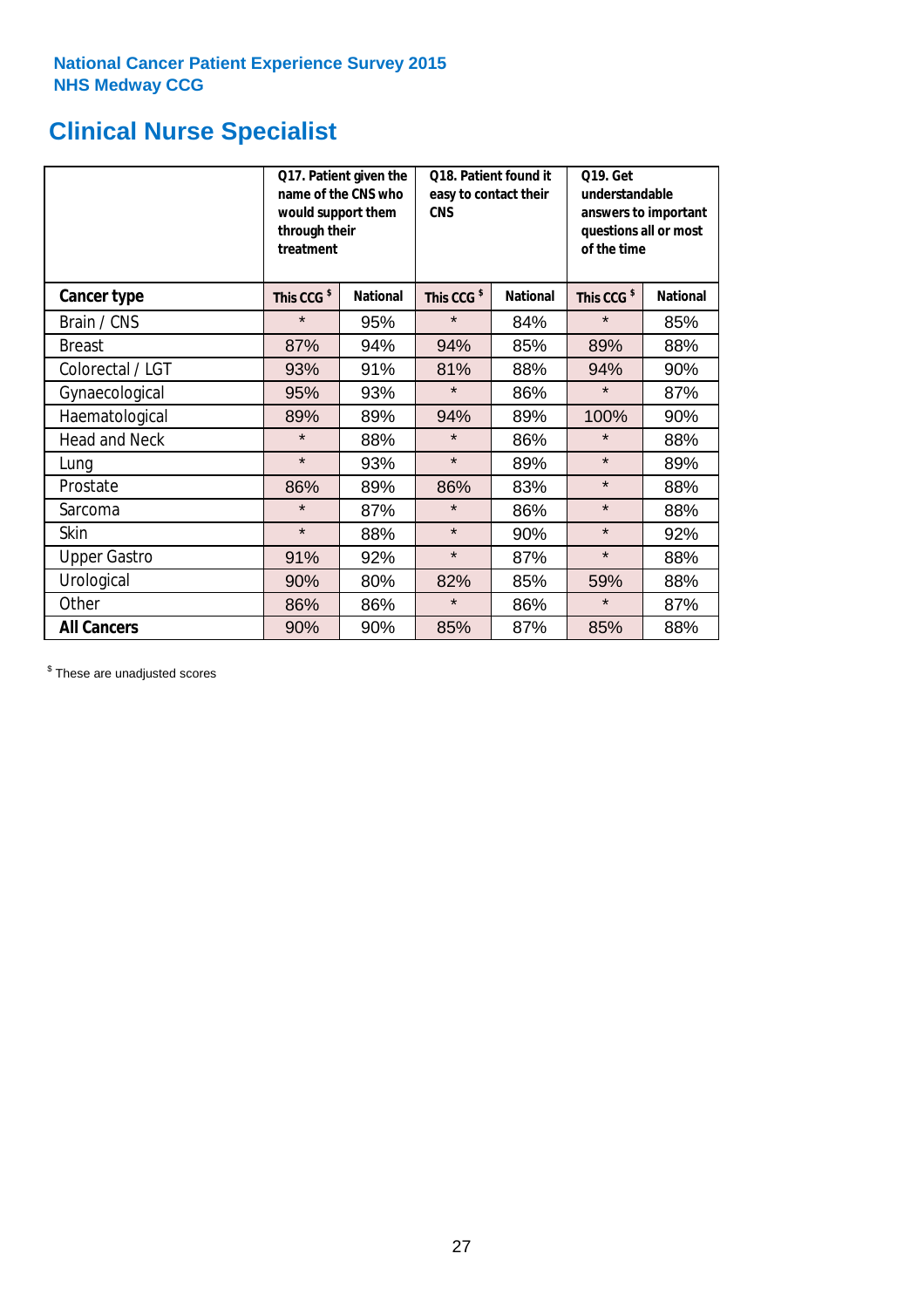**National Cancer Patient Experience Survey 2015**
**NHS Medway CCG**

# Clinical Nurse Specialist

| | Q17. Patient given the name of the CNS who would support them through their treatment | | Q18. Patient found it easy to contact their CNS | | Q19. Get understandable answers to important questions all or most of the time | |
|---|---|---|---|---|---|---|
| **Cancer type** | **This CCG $** | **National** | **This CCG $** | **National** | **This CCG $** | **National** |
| Brain / CNS | * | 95% | * | 84% | * | 85% |
| Breast | 87% | 94% | 94% | 85% | 89% | 88% |
| Colorectal / LGT | 93% | 91% | 81% | 88% | 94% | 90% |
| Gynaecological | 95% | 93% | * | 86% | * | 87% |
| Haematological | 89% | 89% | 94% | 89% | 100% | 90% |
| Head and Neck | * | 88% | * | 86% | * | 88% |
| Lung | * | 93% | * | 89% | * | 89% |
| Prostate | 86% | 89% | 86% | 83% | * | 88% |
| Sarcoma | * | 87% | * | 86% | * | 88% |
| Skin | * | 88% | * | 90% | * | 92% |
| Upper Gastro | 91% | 92% | * | 87% | * | 88% |
| Urological | 90% | 80% | 82% | 85% | 59% | 88% |
| Other | 86% | 86% | * | 86% | * | 87% |
| **All Cancers** | 90% | 90% | 85% | 87% | 85% | 88% |

$ These are unadjusted scores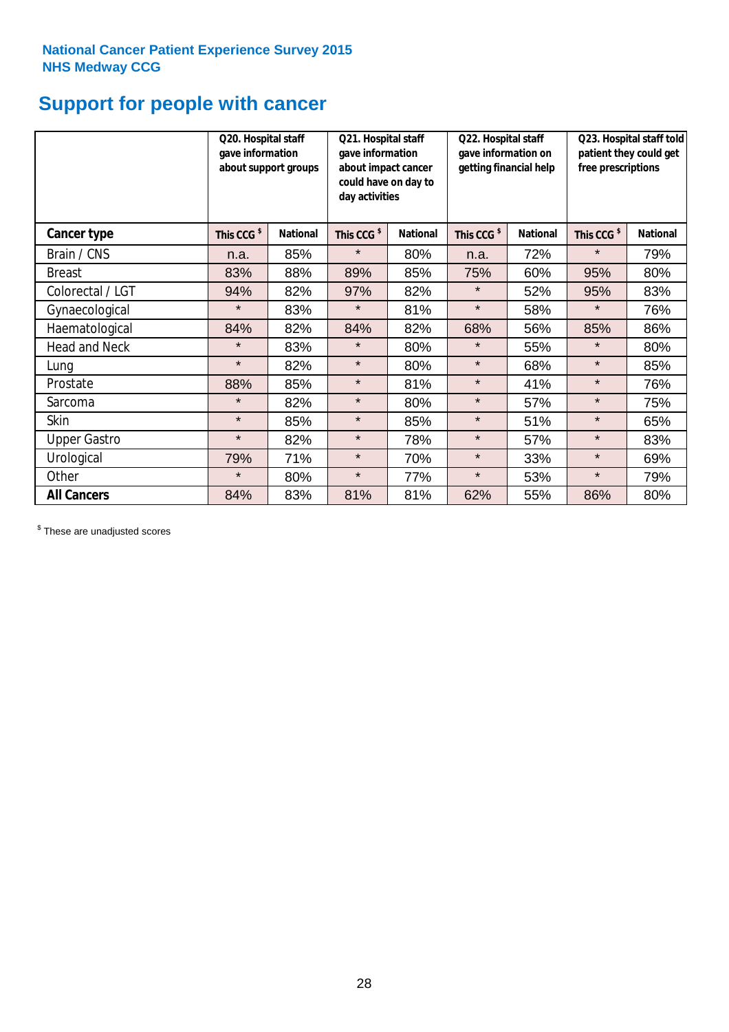National Cancer Patient Experience Survey 2015
NHS Medway CCG

# Support for people with cancer

| | Q20. Hospital staff gave information about support groups | | Q21. Hospital staff gave information about impact cancer could have on day to day activities | | Q22. Hospital staff gave information on getting financial help | | Q23. Hospital staff told patient they could get free prescriptions | |
|---|---|---|---|---|---|---|---|---|
| **Cancer type** | This CCG $ | National | This CCG $ | National | This CCG $ | National | This CCG $ | National |
| Brain / CNS | n.a. | 85% | * | 80% | n.a. | 72% | * | 79% |
| Breast | 83% | 88% | 89% | 85% | 75% | 60% | 95% | 80% |
| Colorectal / LGT | 94% | 82% | 97% | 82% | * | 52% | 95% | 83% |
| Gynaecological | * | 83% | * | 81% | * | 58% | * | 76% |
| Haematological | 84% | 82% | 84% | 82% | 68% | 56% | 85% | 86% |
| Head and Neck | * | 83% | * | 80% | * | 55% | * | 80% |
| Lung | * | 82% | * | 80% | * | 68% | * | 85% |
| Prostate | 88% | 85% | * | 81% | * | 41% | * | 76% |
| Sarcoma | * | 82% | * | 80% | * | 57% | * | 75% |
| Skin | * | 85% | * | 85% | * | 51% | * | 65% |
| Upper Gastro | * | 82% | * | 78% | * | 57% | * | 83% |
| Urological | 79% | 71% | * | 70% | * | 33% | * | 69% |
| Other | * | 80% | * | 77% | * | 53% | * | 79% |
| **All Cancers** | 84% | 83% | 81% | 81% | 62% | 55% | 86% | 80% |

$ These are unadjusted scores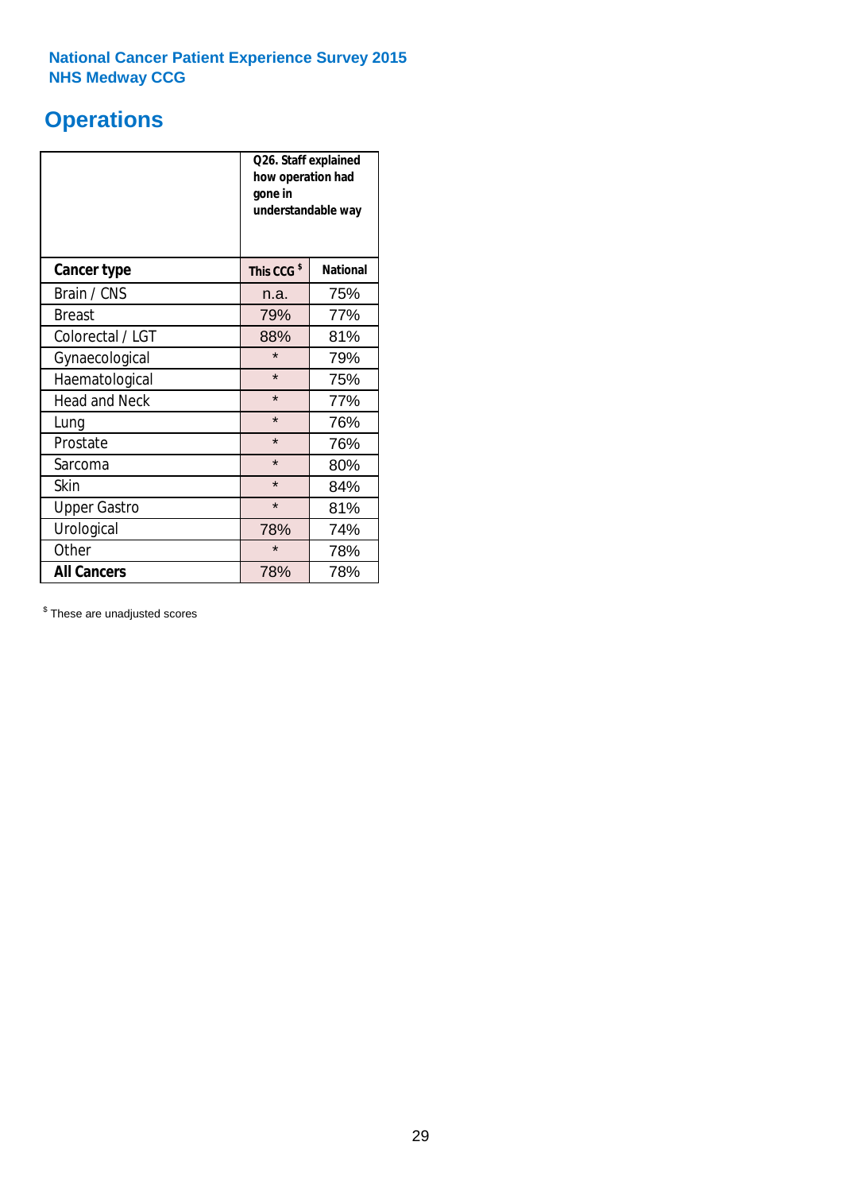**National Cancer Patient Experience Survey 2015**
**NHS Medway CCG**

# Operations

| | Q26. Staff explained how operation had gone in understandable way | |
|---|---|---|
| **Cancer type** | **This CCG $** | **National** |
| Brain / CNS | n.a. | 75% |
| Breast | 79% | 77% |
| Colorectal / LGT | 88% | 81% |
| Gynaecological | * | 79% |
| Haematological | * | 75% |
| Head and Neck | * | 77% |
| Lung | * | 76% |
| Prostate | * | 76% |
| Sarcoma | * | 80% |
| Skin | * | 84% |
| Upper Gastro | * | 81% |
| Urological | 78% | 74% |
| Other | * | 78% |
| **All Cancers** | 78% | 78% |

$ These are unadjusted scores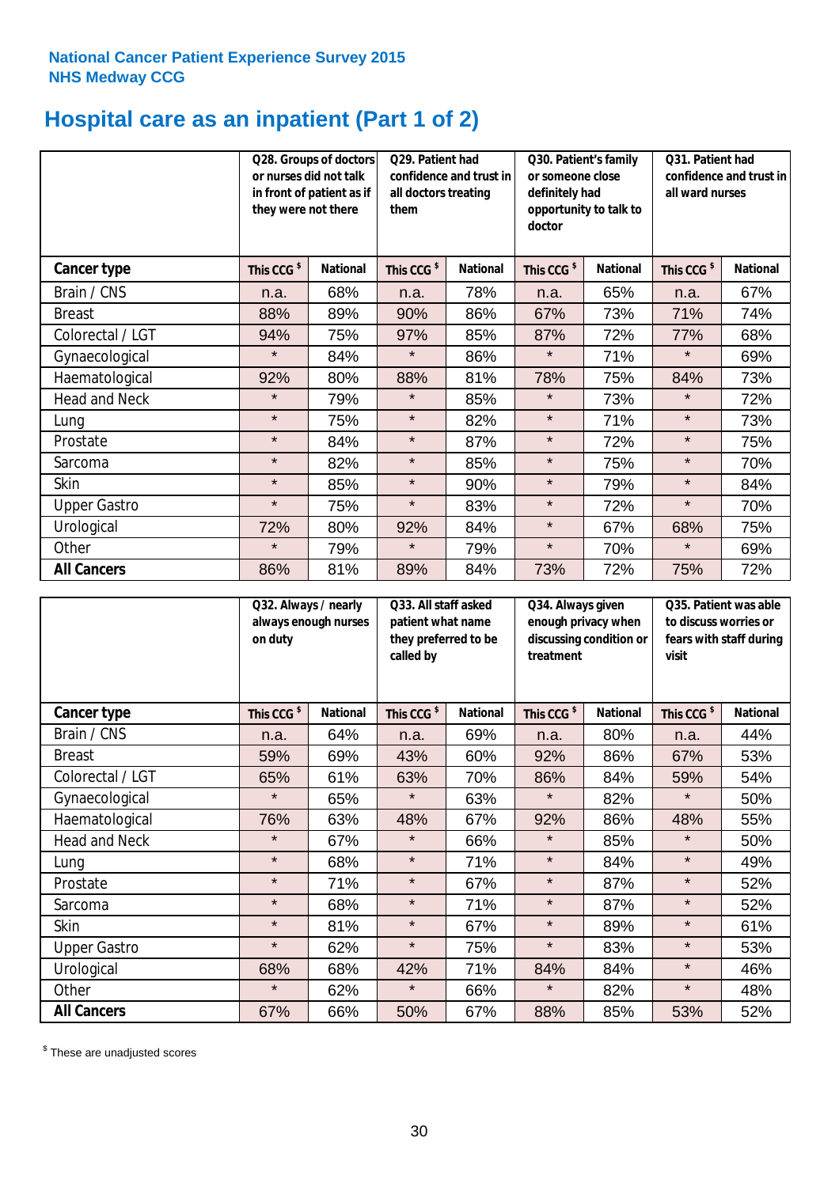**National Cancer Patient Experience Survey 2015**
**NHS Medway CCG**

# Hospital care as an inpatient (Part 1 of 2)

| | Q28. Groups of doctors or nurses did not talk in front of patient as if they were not there | | Q29. Patient had confidence and trust in all doctors treating them | | Q30. Patient's family or someone close definitely had opportunity to talk to doctor | | Q31. Patient had confidence and trust in all ward nurses | |
|---|---|---|---|---|---|---|---|---|
| **Cancer type** | **This CCG $** | **National** | **This CCG $** | **National** | **This CCG $** | **National** | **This CCG $** | **National** |
| Brain / CNS | n.a. | 68% | n.a. | 78% | n.a. | 65% | n.a. | 67% |
| Breast | 88% | 89% | 90% | 86% | 67% | 73% | 71% | 74% |
| Colorectal / LGT | 94% | 75% | 97% | 85% | 87% | 72% | 77% | 68% |
| Gynaecological | * | 84% | * | 86% | * | 71% | * | 69% |
| Haematological | 92% | 80% | 88% | 81% | 78% | 75% | 84% | 73% |
| Head and Neck | * | 79% | * | 85% | * | 73% | * | 72% |
| Lung | * | 75% | * | 82% | * | 71% | * | 73% |
| Prostate | * | 84% | * | 87% | * | 72% | * | 75% |
| Sarcoma | * | 82% | * | 85% | * | 75% | * | 70% |
| Skin | * | 85% | * | 90% | * | 79% | * | 84% |
| Upper Gastro | * | 75% | * | 83% | * | 72% | * | 70% |
| Urological | 72% | 80% | 92% | 84% | * | 67% | 68% | 75% |
| Other | * | 79% | * | 79% | * | 70% | * | 69% |
| **All Cancers** | 86% | 81% | 89% | 84% | 73% | 72% | 75% | 72% |

| | Q32. Always / nearly always enough nurses on duty | | Q33. All staff asked patient what name they preferred to be called by | | Q34. Always given enough privacy when discussing condition or treatment | | Q35. Patient was able to discuss worries or fears with staff during visit | |
|---|---|---|---|---|---|---|---|---|
| **Cancer type** | **This CCG $** | **National** | **This CCG $** | **National** | **This CCG $** | **National** | **This CCG $** | **National** |
| Brain / CNS | n.a. | 64% | n.a. | 69% | n.a. | 80% | n.a. | 44% |
| Breast | 59% | 69% | 43% | 60% | 92% | 86% | 67% | 53% |
| Colorectal / LGT | 65% | 61% | 63% | 70% | 86% | 84% | 59% | 54% |
| Gynaecological | * | 65% | * | 63% | * | 82% | * | 50% |
| Haematological | 76% | 63% | 48% | 67% | 92% | 86% | 48% | 55% |
| Head and Neck | * | 67% | * | 66% | * | 85% | * | 50% |
| Lung | * | 68% | * | 71% | * | 84% | * | 49% |
| Prostate | * | 71% | * | 67% | * | 87% | * | 52% |
| Sarcoma | * | 68% | * | 71% | * | 87% | * | 52% |
| Skin | * | 81% | * | 67% | * | 89% | * | 61% |
| Upper Gastro | * | 62% | * | 75% | * | 83% | * | 53% |
| Urological | 68% | 68% | 42% | 71% | 84% | 84% | * | 46% |
| Other | * | 62% | * | 66% | * | 82% | * | 48% |
| **All Cancers** | 67% | 66% | 50% | 67% | 88% | 85% | 53% | 52% |

$ These are unadjusted scores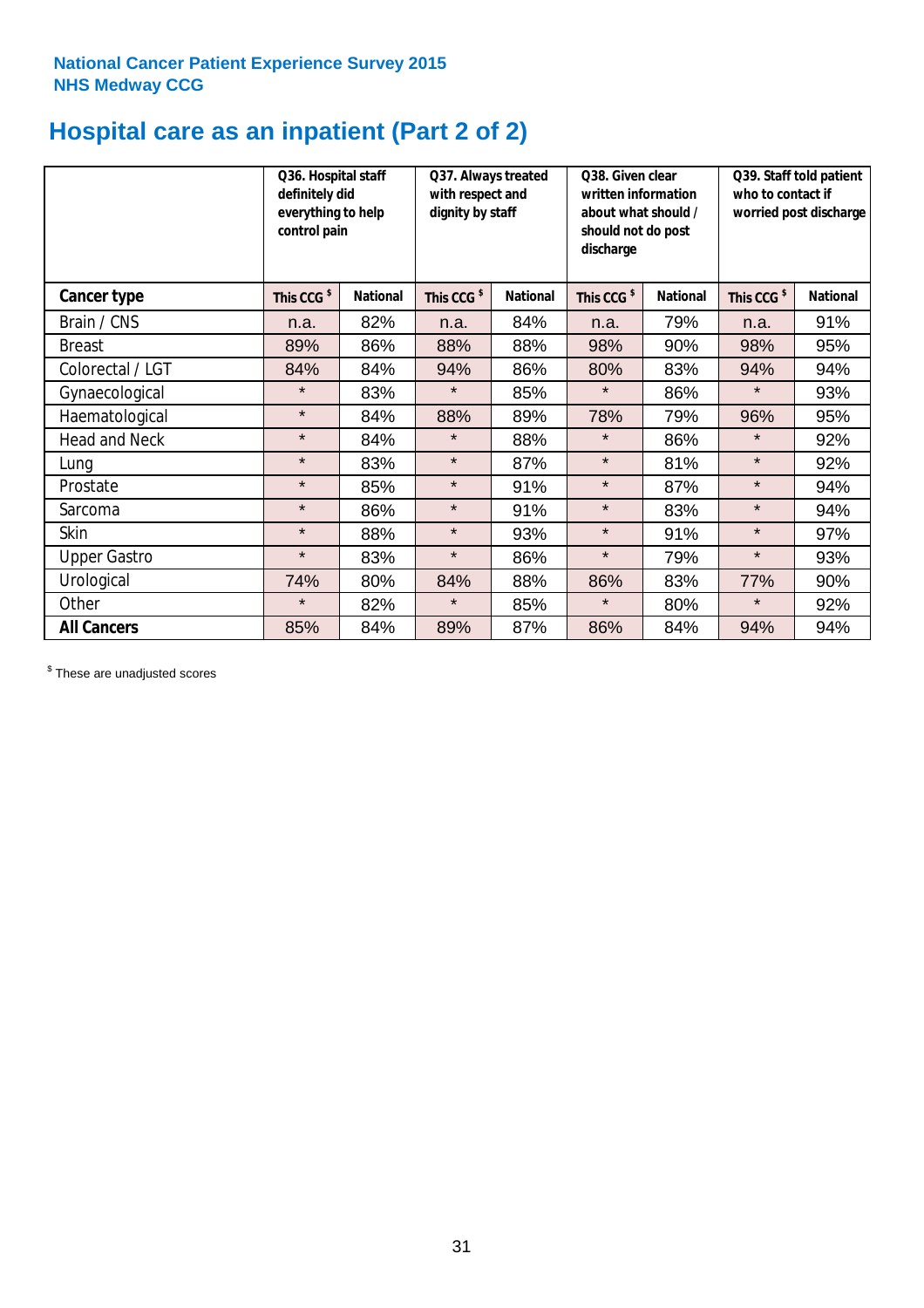National Cancer Patient Experience Survey 2015
NHS Medway CCG

# Hospital care as an inpatient (Part 2 of 2)

| | Q36. Hospital staff definitely did everything to help control pain | | Q37. Always treated with respect and dignity by staff | | Q38. Given clear written information about what should / should not do post discharge | | Q39. Staff told patient who to contact if worried post discharge | |
|---|---|---|---|---|---|---|---|---|
| **Cancer type** | This CCG $ | National | This CCG $ | National | This CCG $ | National | This CCG $ | National |
| Brain / CNS | n.a. | 82% | n.a. | 84% | n.a. | 79% | n.a. | 91% |
| Breast | 89% | 86% | 88% | 88% | 98% | 90% | 98% | 95% |
| Colorectal / LGT | 84% | 84% | 94% | 86% | 80% | 83% | 94% | 94% |
| Gynaecological | * | 83% | * | 85% | * | 86% | * | 93% |
| Haematological | * | 84% | 88% | 89% | 78% | 79% | 96% | 95% |
| Head and Neck | * | 84% | * | 88% | * | 86% | * | 92% |
| Lung | * | 83% | * | 87% | * | 81% | * | 92% |
| Prostate | * | 85% | * | 91% | * | 87% | * | 94% |
| Sarcoma | * | 86% | * | 91% | * | 83% | * | 94% |
| Skin | * | 88% | * | 93% | * | 91% | * | 97% |
| Upper Gastro | * | 83% | * | 86% | * | 79% | * | 93% |
| Urological | 74% | 80% | 84% | 88% | 86% | 83% | 77% | 90% |
| Other | * | 82% | * | 85% | * | 80% | * | 92% |
| **All Cancers** | 85% | 84% | 89% | 87% | 86% | 84% | 94% | 94% |

$ These are unadjusted scores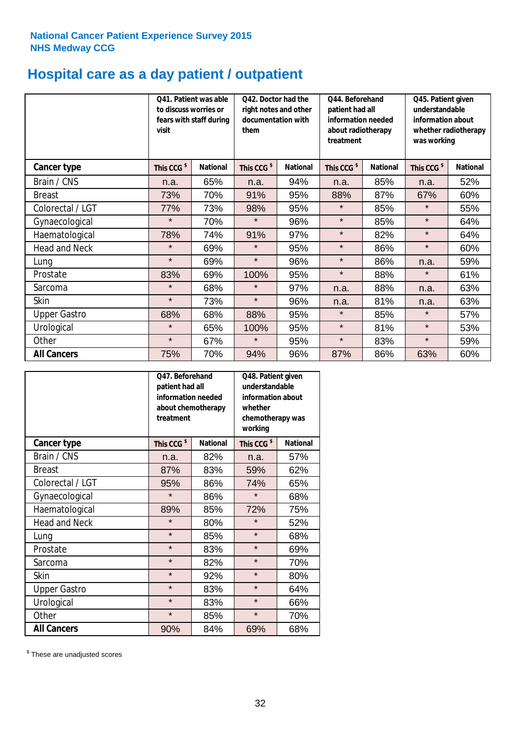National Cancer Patient Experience Survey 2015
NHS Medway CCG

# Hospital care as a day patient / outpatient

| | Q41. Patient was able to discuss worries or fears with staff during visit | | Q42. Doctor had the right notes and other documentation with them | | Q44. Beforehand patient had all information needed about radiotherapy treatment | | Q45. Patient given understandable information about whether radiotherapy was working | |
|---|---|---|---|---|---|---|---|---|
| **Cancer type** | **This CCG $** | **National** | **This CCG $** | **National** | **This CCG $** | **National** | **This CCG $** | **National** |
| Brain / CNS | n.a. | 65% | n.a. | 94% | n.a. | 85% | n.a. | 52% |
| Breast | 73% | 70% | 91% | 95% | 88% | 87% | 67% | 60% |
| Colorectal / LGT | 77% | 73% | 98% | 95% | * | 85% | * | 55% |
| Gynaecological | * | 70% | * | 96% | * | 85% | * | 64% |
| Haematological | 78% | 74% | 91% | 97% | * | 82% | * | 64% |
| Head and Neck | * | 69% | * | 95% | * | 86% | * | 60% |
| Lung | * | 69% | * | 96% | * | 86% | n.a. | 59% |
| Prostate | 83% | 69% | 100% | 95% | * | 88% | * | 61% |
| Sarcoma | * | 68% | * | 97% | n.a. | 88% | n.a. | 63% |
| Skin | * | 73% | * | 96% | n.a. | 81% | n.a. | 63% |
| Upper Gastro | 68% | 68% | 88% | 95% | * | 85% | * | 57% |
| Urological | * | 65% | 100% | 95% | * | 81% | * | 53% |
| Other | * | 67% | * | 95% | * | 83% | * | 59% |
| **All Cancers** | 75% | 70% | 94% | 96% | 87% | 86% | 63% | 60% |

| | Q47. Beforehand patient had all information needed about chemotherapy treatment | | Q48. Patient given understandable information about whether chemotherapy was working | |
|---|---|---|---|---|
| **Cancer type** | **This CCG $** | **National** | **This CCG $** | **National** |
| Brain / CNS | n.a. | 82% | n.a. | 57% |
| Breast | 87% | 83% | 59% | 62% |
| Colorectal / LGT | 95% | 86% | 74% | 65% |
| Gynaecological | * | 86% | * | 68% |
| Haematological | 89% | 85% | 72% | 75% |
| Head and Neck | * | 80% | * | 52% |
| Lung | * | 85% | * | 68% |
| Prostate | * | 83% | * | 69% |
| Sarcoma | * | 82% | * | 70% |
| Skin | * | 92% | * | 80% |
| Upper Gastro | * | 83% | * | 64% |
| Urological | * | 83% | * | 66% |
| Other | * | 85% | * | 70% |
| **All Cancers** | 90% | 84% | 69% | 68% |

$ These are unadjusted scores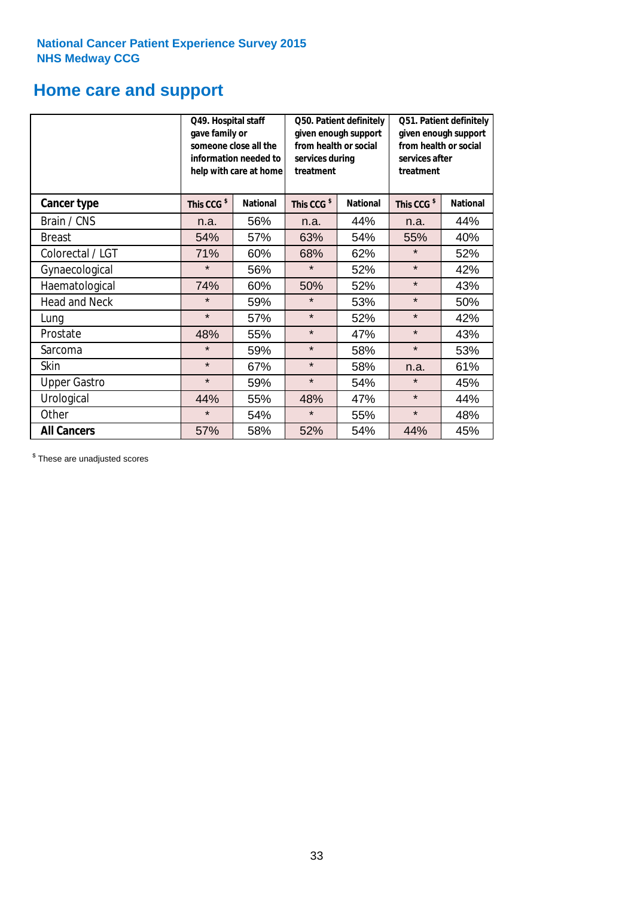**National Cancer Patient Experience Survey 2015**
**NHS Medway CCG**

# Home care and support

| | Q49. Hospital staff gave family or someone close all the information needed to help with care at home | | Q50. Patient definitely given enough support from health or social services during treatment | | Q51. Patient definitely given enough support from health or social services after treatment | |
|---|---|---|---|---|---|---|
| **Cancer type** | This CCG $ | National | This CCG $ | National | This CCG $ | National |
| Brain / CNS | n.a. | 56% | n.a. | 44% | n.a. | 44% |
| Breast | 54% | 57% | 63% | 54% | 55% | 40% |
| Colorectal / LGT | 71% | 60% | 68% | 62% | * | 52% |
| Gynaecological | * | 56% | * | 52% | * | 42% |
| Haematological | 74% | 60% | 50% | 52% | * | 43% |
| Head and Neck | * | 59% | * | 53% | * | 50% |
| Lung | * | 57% | * | 52% | * | 42% |
| Prostate | 48% | 55% | * | 47% | * | 43% |
| Sarcoma | * | 59% | * | 58% | * | 53% |
| Skin | * | 67% | * | 58% | n.a. | 61% |
| Upper Gastro | * | 59% | * | 54% | * | 45% |
| Urological | 44% | 55% | 48% | 47% | * | 44% |
| Other | * | 54% | * | 55% | * | 48% |
| **All Cancers** | 57% | 58% | 52% | 54% | 44% | 45% |

$ These are unadjusted scores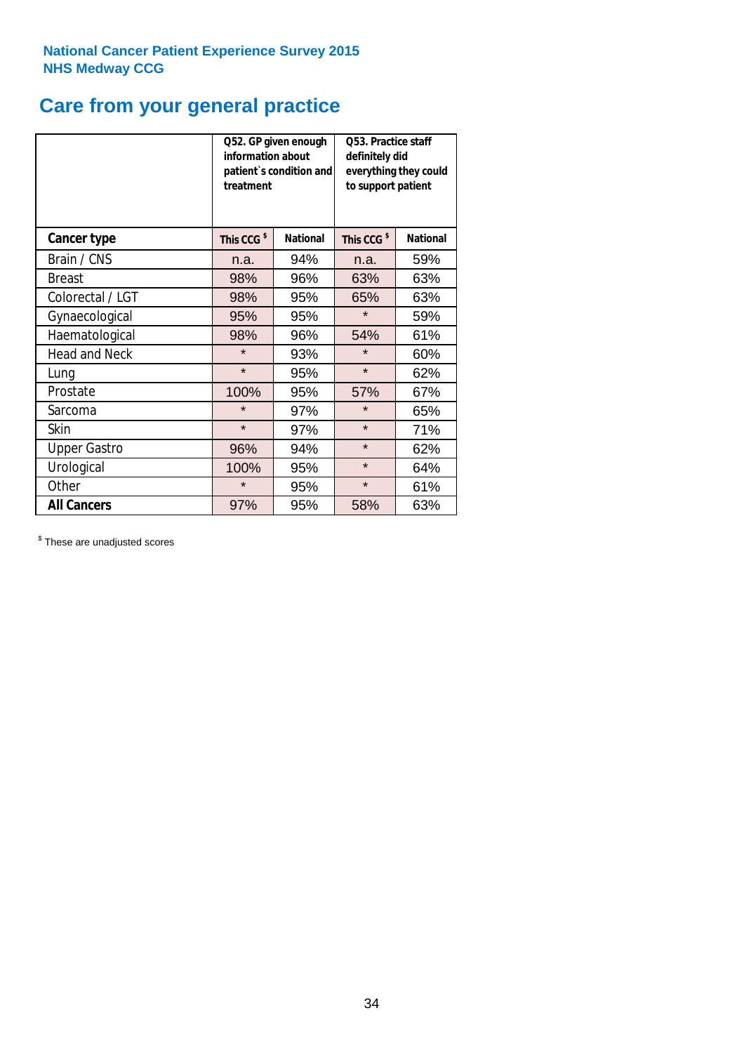National Cancer Patient Experience Survey 2015
NHS Medway CCG

# Care from your general practice

| | Q52. GP given enough information about patient`s condition and treatment | | Q53. Practice staff definitely did everything they could to support patient | |
|---|---|---|---|---|
| **Cancer type** | **This CCG $** | **National** | **This CCG $** | **National** |
| Brain / CNS | n.a. | 94% | n.a. | 59% |
| Breast | 98% | 96% | 63% | 63% |
| Colorectal / LGT | 98% | 95% | 65% | 63% |
| Gynaecological | 95% | 95% | * | 59% |
| Haematological | 98% | 96% | 54% | 61% |
| Head and Neck | * | 93% | * | 60% |
| Lung | * | 95% | * | 62% |
| Prostate | 100% | 95% | 57% | 67% |
| Sarcoma | * | 97% | * | 65% |
| Skin | * | 97% | * | 71% |
| Upper Gastro | 96% | 94% | * | 62% |
| Urological | 100% | 95% | * | 64% |
| Other | * | 95% | * | 61% |
| **All Cancers** | 97% | 95% | 58% | 63% |

$ These are unadjusted scores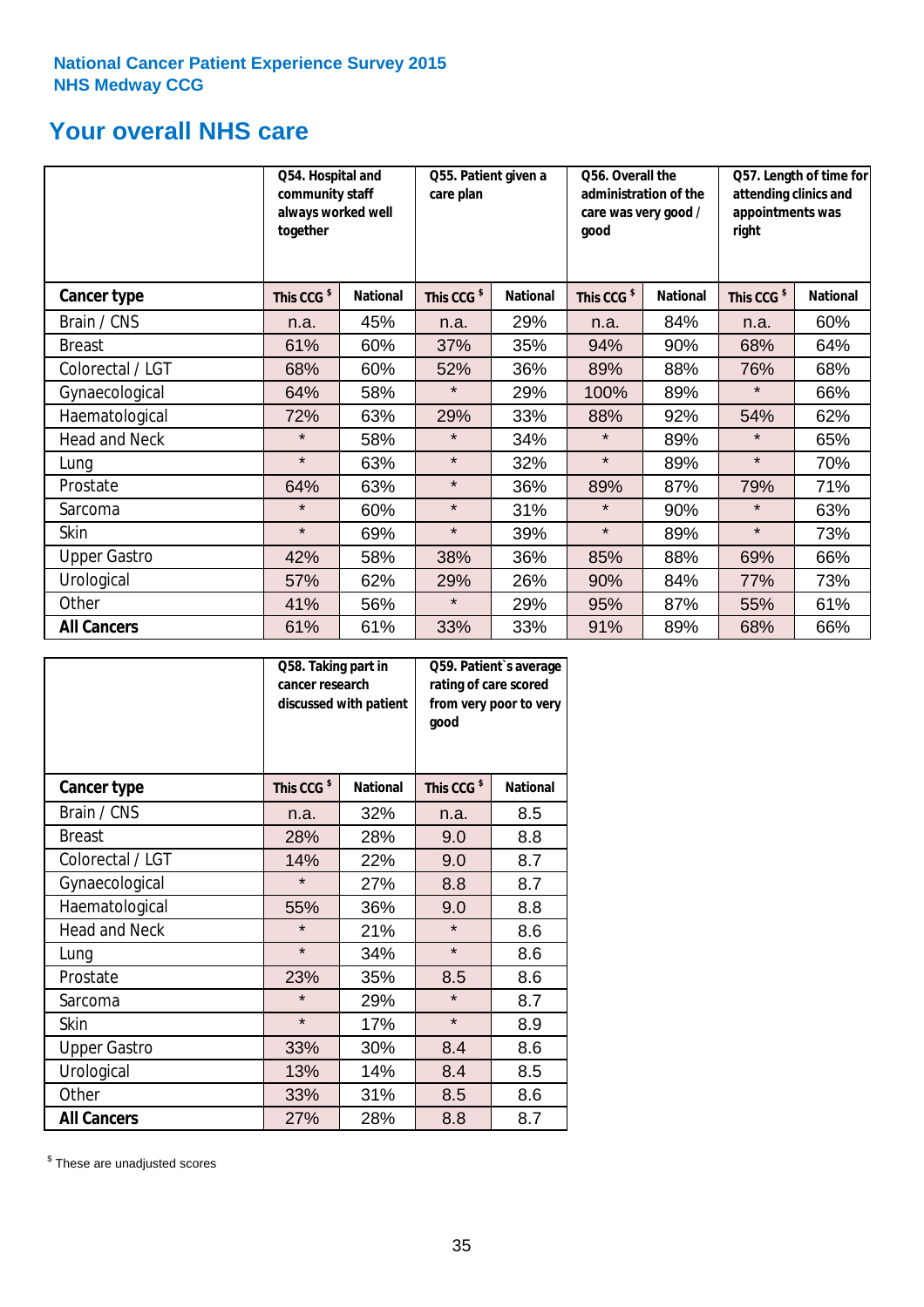National Cancer Patient Experience Survey 2015
NHS Medway CCG

# Your overall NHS care

| | Q54. Hospital and community staff always worked well together | | Q55. Patient given a care plan | | Q56. Overall the administration of the care was very good / good | | Q57. Length of time for attending clinics and appointments was right | |
|---|---|---|---|---|---|---|---|---|
| **Cancer type** | This CCG $ | National | This CCG $ | National | This CCG $ | National | This CCG $ | National |
| Brain / CNS | n.a. | 45% | n.a. | 29% | n.a. | 84% | n.a. | 60% |
| Breast | 61% | 60% | 37% | 35% | 94% | 90% | 68% | 64% |
| Colorectal / LGT | 68% | 60% | 52% | 36% | 89% | 88% | 76% | 68% |
| Gynaecological | 64% | 58% | * | 29% | 100% | 89% | * | 66% |
| Haematological | 72% | 63% | 29% | 33% | 88% | 92% | 54% | 62% |
| Head and Neck | * | 58% | * | 34% | * | 89% | * | 65% |
| Lung | * | 63% | * | 32% | * | 89% | * | 70% |
| Prostate | 64% | 63% | * | 36% | 89% | 87% | 79% | 71% |
| Sarcoma | * | 60% | * | 31% | * | 90% | * | 63% |
| Skin | * | 69% | * | 39% | * | 89% | * | 73% |
| Upper Gastro | 42% | 58% | 38% | 36% | 85% | 88% | 69% | 66% |
| Urological | 57% | 62% | 29% | 26% | 90% | 84% | 77% | 73% |
| Other | 41% | 56% | * | 29% | 95% | 87% | 55% | 61% |
| **All Cancers** | 61% | 61% | 33% | 33% | 91% | 89% | 68% | 66% |

| | Q58. Taking part in cancer research discussed with patient | | Q59. Patient`s average rating of care scored from very poor to very good | |
|---|---|---|---|---|
| **Cancer type** | This CCG $ | National | This CCG $ | National |
| Brain / CNS | n.a. | 32% | n.a. | 8.5 |
| Breast | 28% | 28% | 9.0 | 8.8 |
| Colorectal / LGT | 14% | 22% | 9.0 | 8.7 |
| Gynaecological | * | 27% | 8.8 | 8.7 |
| Haematological | 55% | 36% | 9.0 | 8.8 |
| Head and Neck | * | 21% | * | 8.6 |
| Lung | * | 34% | * | 8.6 |
| Prostate | 23% | 35% | 8.5 | 8.6 |
| Sarcoma | * | 29% | * | 8.7 |
| Skin | * | 17% | * | 8.9 |
| Upper Gastro | 33% | 30% | 8.4 | 8.6 |
| Urological | 13% | 14% | 8.4 | 8.5 |
| Other | 33% | 31% | 8.5 | 8.6 |
| **All Cancers** | 27% | 28% | 8.8 | 8.7 |

$ These are unadjusted scores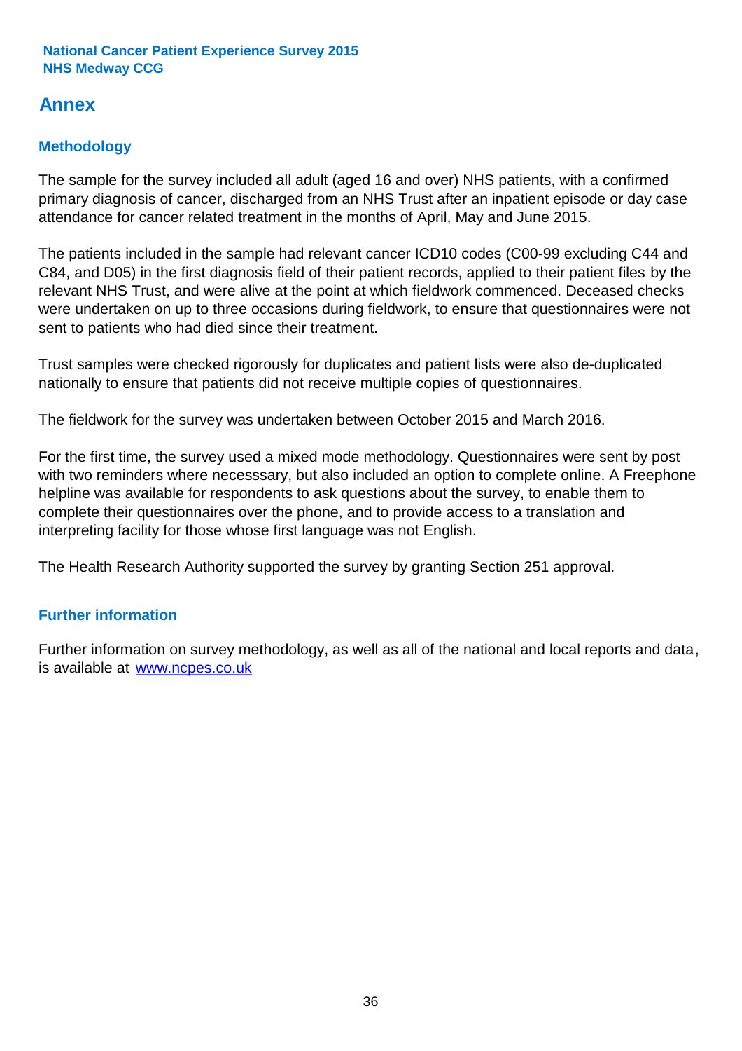National Cancer Patient Experience Survey 2015
NHS Medway CCG

# Annex

## Methodology

The sample for the survey included all adult (aged 16 and over) NHS patients, with a confirmed primary diagnosis of cancer, discharged from an NHS Trust after an inpatient episode or day case attendance for cancer related treatment in the months of April, May and June 2015.

The patients included in the sample had relevant cancer ICD10 codes (C00-99 excluding C44 and C84, and D05) in the first diagnosis field of their patient records, applied to their patient files by the relevant NHS Trust, and were alive at the point at which fieldwork commenced. Deceased checks were undertaken on up to three occasions during fieldwork, to ensure that questionnaires were not sent to patients who had died since their treatment.

Trust samples were checked rigorously for duplicates and patient lists were also de-duplicated nationally to ensure that patients did not receive multiple copies of questionnaires.

The fieldwork for the survey was undertaken between October 2015 and March 2016.

For the first time, the survey used a mixed mode methodology. Questionnaires were sent by post with two reminders where necesssary, but also included an option to complete online. A Freephone helpline was available for respondents to ask questions about the survey, to enable them to complete their questionnaires over the phone, and to provide access to a translation and interpreting facility for those whose first language was not English.

The Health Research Authority supported the survey by granting Section 251 approval.

## Further information

Further information on survey methodology, as well as all of the national and local reports and data, is available at [www.ncpes.co.uk](http://www.ncpes.co.uk)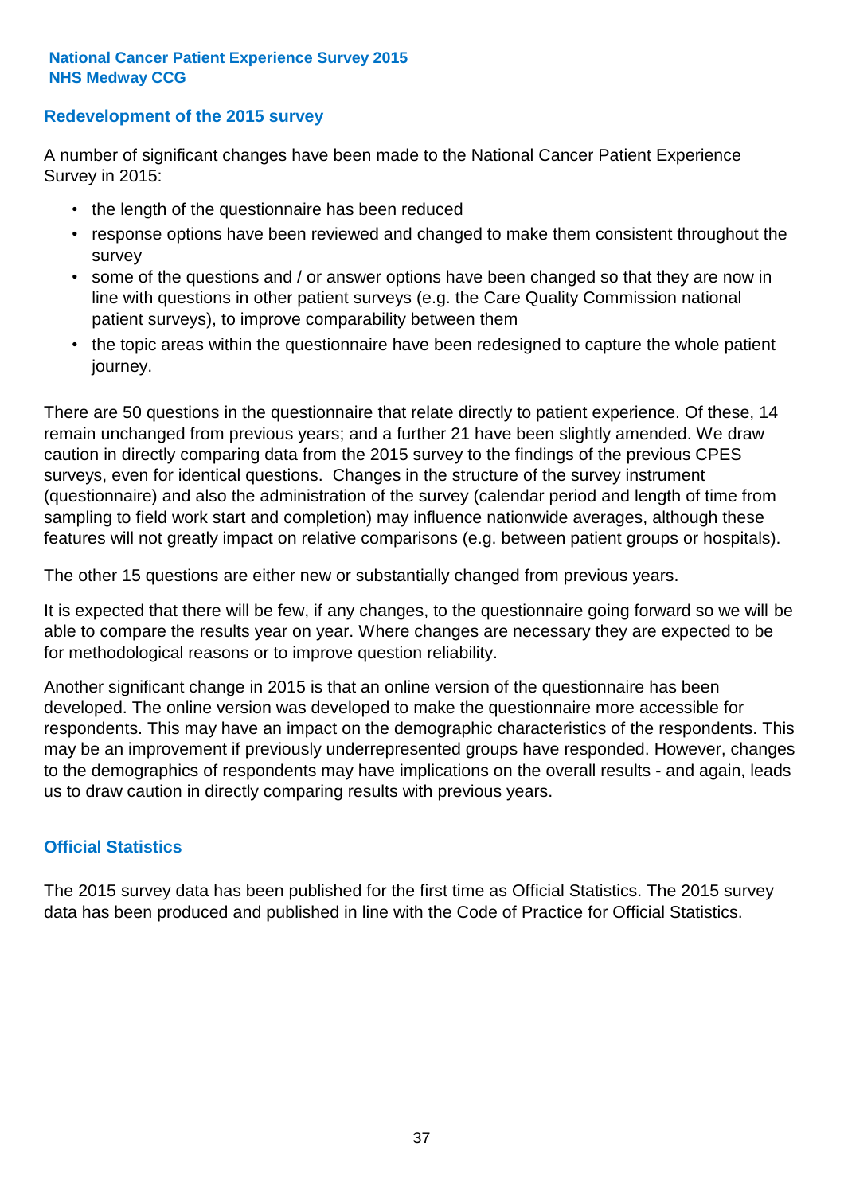**National Cancer Patient Experience Survey 2015**
**NHS Medway CCG**

## Redevelopment of the 2015 survey

A number of significant changes have been made to the National Cancer Patient Experience Survey in 2015:

- the length of the questionnaire has been reduced
- response options have been reviewed and changed to make them consistent throughout the survey
- some of the questions and / or answer options have been changed so that they are now in line with questions in other patient surveys (e.g. the Care Quality Commission national patient surveys), to improve comparability between them
- the topic areas within the questionnaire have been redesigned to capture the whole patient journey.

There are 50 questions in the questionnaire that relate directly to patient experience. Of these, 14 remain unchanged from previous years; and a further 21 have been slightly amended. We draw caution in directly comparing data from the 2015 survey to the findings of the previous CPES surveys, even for identical questions. Changes in the structure of the survey instrument (questionnaire) and also the administration of the survey (calendar period and length of time from sampling to field work start and completion) may influence nationwide averages, although these features will not greatly impact on relative comparisons (e.g. between patient groups or hospitals).

The other 15 questions are either new or substantially changed from previous years.

It is expected that there will be few, if any changes, to the questionnaire going forward so we will be able to compare the results year on year. Where changes are necessary they are expected to be for methodological reasons or to improve question reliability.

Another significant change in 2015 is that an online version of the questionnaire has been developed. The online version was developed to make the questionnaire more accessible for respondents. This may have an impact on the demographic characteristics of the respondents. This may be an improvement if previously underrepresented groups have responded. However, changes to the demographics of respondents may have implications on the overall results - and again, leads us to draw caution in directly comparing results with previous years.

## Official Statistics

The 2015 survey data has been published for the first time as Official Statistics. The 2015 survey data has been produced and published in line with the Code of Practice for Official Statistics.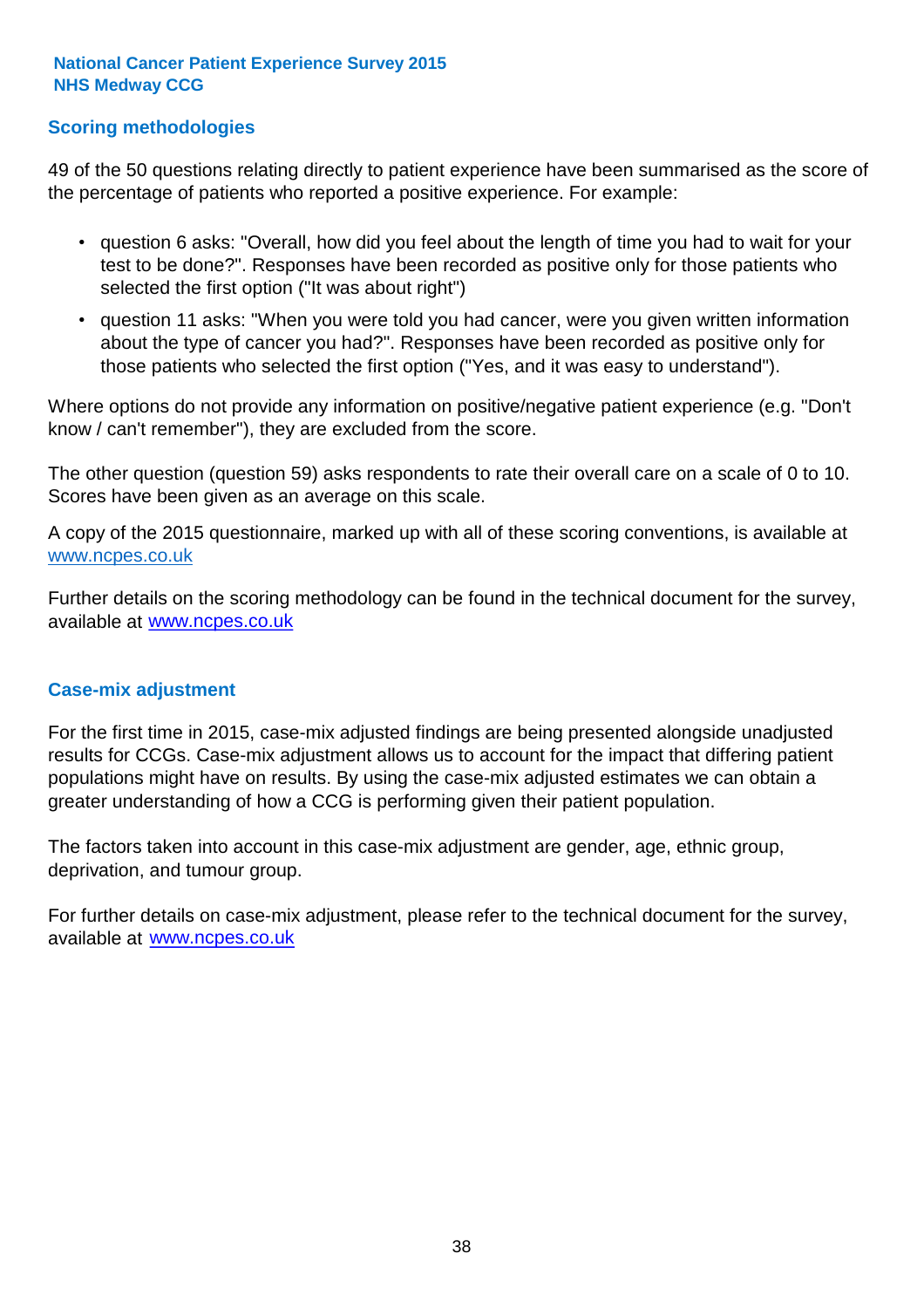## Scoring methodologies

49 of the 50 questions relating directly to patient experience have been summarised as the score of the percentage of patients who reported a positive experience. For example:

- question 6 asks: "Overall, how did you feel about the length of time you had to wait for your test to be done?". Responses have been recorded as positive only for those patients who selected the first option ("It was about right")
- question 11 asks: "When you were told you had cancer, were you given written information about the type of cancer you had?". Responses have been recorded as positive only for those patients who selected the first option ("Yes, and it was easy to understand").

Where options do not provide any information on positive/negative patient experience (e.g. "Don't know / can't remember"), they are excluded from the score.

The other question (question 59) asks respondents to rate their overall care on a scale of 0 to 10. Scores have been given as an average on this scale.

A copy of the 2015 questionnaire, marked up with all of these scoring conventions, is available at www.ncpes.co.uk

Further details on the scoring methodology can be found in the technical document for the survey, available at www.ncpes.co.uk

## Case-mix adjustment

For the first time in 2015, case-mix adjusted findings are being presented alongside unadjusted results for CCGs. Case-mix adjustment allows us to account for the impact that differing patient populations might have on results. By using the case-mix adjusted estimates we can obtain a greater understanding of how a CCG is performing given their patient population.

The factors taken into account in this case-mix adjustment are gender, age, ethnic group, deprivation, and tumour group.

For further details on case-mix adjustment, please refer to the technical document for the survey, available at www.ncpes.co.uk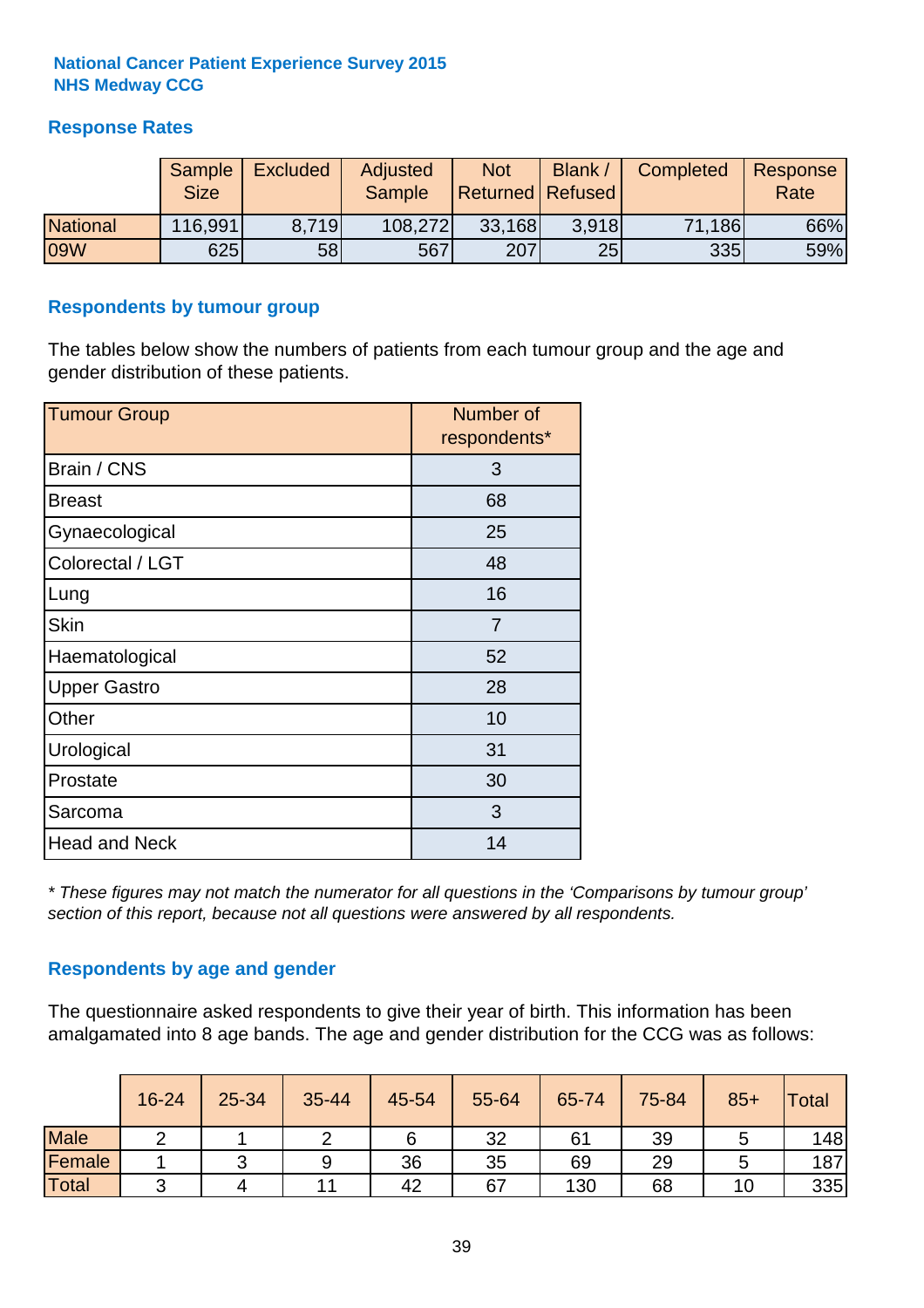**National Cancer Patient Experience Survey 2015**
**NHS Medway CCG**

## Response Rates

| | Sample Size | Excluded | Adjusted Sample | Not Returned | Blank / Refused | Completed | Response Rate |
|---|---|---|---|---|---|---|---|
| National | 116,991 | 8,719 | 108,272 | 33,168 | 3,918 | 71,186 | 66% |
| 09W | 625 | 58 | 567 | 207 | 25 | 335 | 59% |

## Respondents by tumour group

The tables below show the numbers of patients from each tumour group and the age and gender distribution of these patients.

| Tumour Group | Number of respondents* |
|---|---|
| Brain / CNS | 3 |
| Breast | 68 |
| Gynaecological | 25 |
| Colorectal / LGT | 48 |
| Lung | 16 |
| Skin | 7 |
| Haematological | 52 |
| Upper Gastro | 28 |
| Other | 10 |
| Urological | 31 |
| Prostate | 30 |
| Sarcoma | 3 |
| Head and Neck | 14 |

*\* These figures may not match the numerator for all questions in the 'Comparisons by tumour group' section of this report, because not all questions were answered by all respondents.*

## Respondents by age and gender

The questionnaire asked respondents to give their year of birth. This information has been amalgamated into 8 age bands. The age and gender distribution for the CCG was as follows:

| | 16-24 | 25-34 | 35-44 | 45-54 | 55-64 | 65-74 | 75-84 | 85+ | Total |
|---|---|---|---|---|---|---|---|---|---|
| Male | 2 | 1 | 2 | 6 | 32 | 61 | 39 | 5 | 148 |
| Female | 1 | 3 | 9 | 36 | 35 | 69 | 29 | 5 | 187 |
| Total | 3 | 4 | 11 | 42 | 67 | 130 | 68 | 10 | 335 |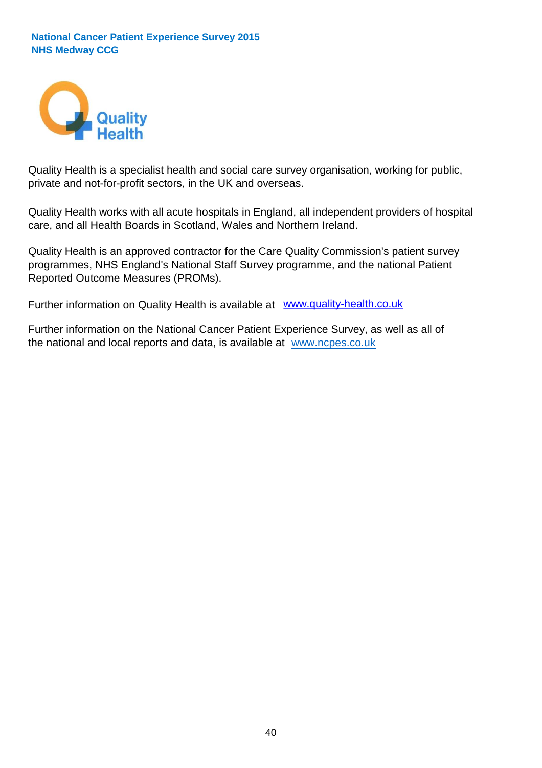**National Cancer Patient Experience Survey 2015**
**NHS Medway CCG**

Quality Health

Quality Health is a specialist health and social care survey organisation, working for public, private and not-for-profit sectors, in the UK and overseas.

Quality Health works with all acute hospitals in England, all independent providers of hospital care, and all Health Boards in Scotland, Wales and Northern Ireland.

Quality Health is an approved contractor for the Care Quality Commission's patient survey programmes, NHS England's National Staff Survey programme, and the national Patient Reported Outcome Measures (PROMs).

Further information on Quality Health is available at [www.quality-health.co.uk](http://www.quality-health.co.uk)

Further information on the National Cancer Patient Experience Survey, as well as all of the national and local reports and data, is available at [www.ncpes.co.uk](http://www.ncpes.co.uk)